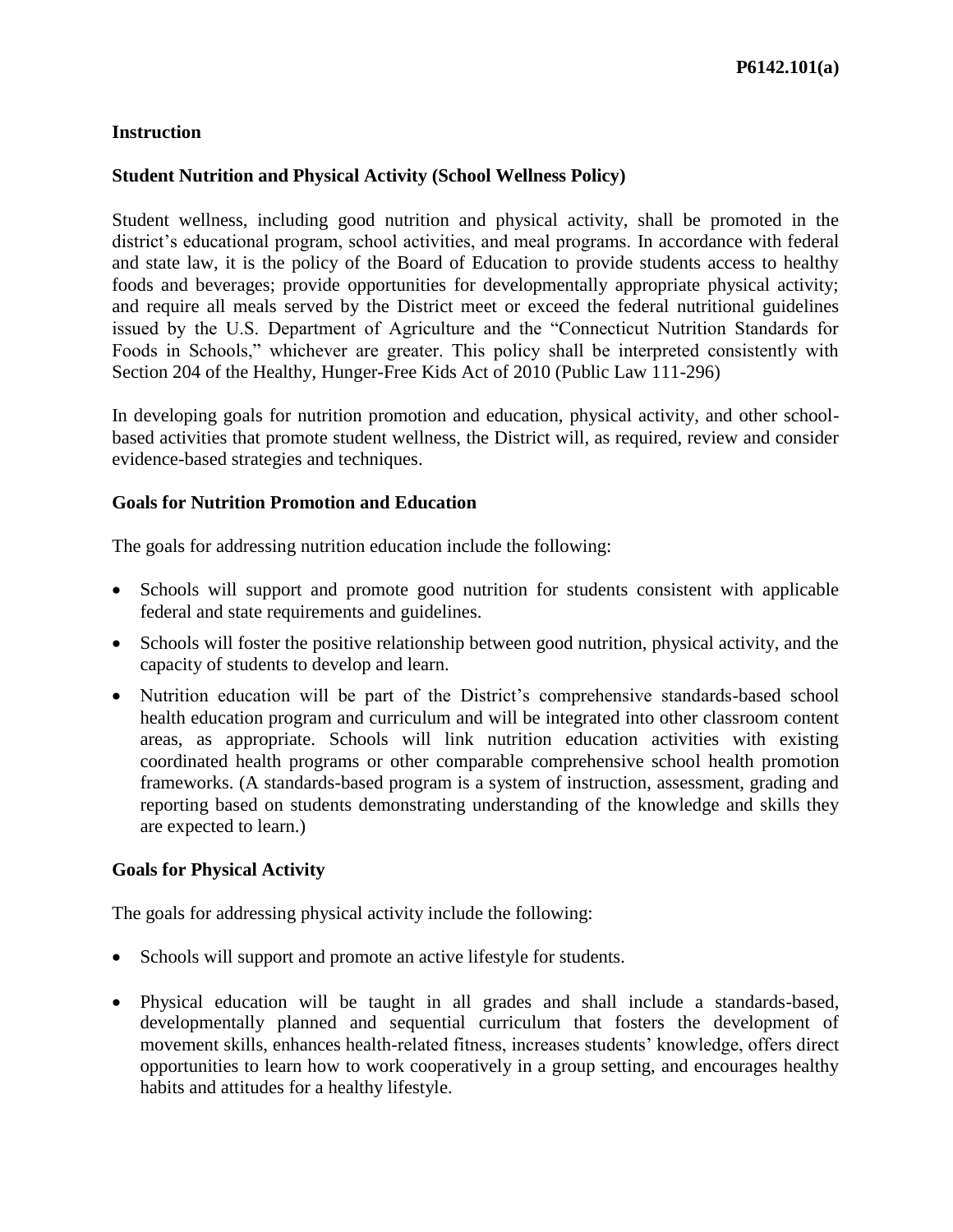**P6142.101(a)**

**Instruction**

## Student Nutrition and Physical Activity (School Wellness Policy)

Student wellness, including good nutrition and physical activity, shall be promoted in the district's educational program, school activities, and meal programs. In accordance with federal and state law, it is the policy of the Board of Education to provide students access to healthy foods and beverages; provide opportunities for developmentally appropriate physical activity; and require all meals served by the District meet or exceed the federal nutritional guidelines issued by the U.S. Department of Agriculture and the "Connecticut Nutrition Standards for Foods in Schools," whichever are greater. This policy shall be interpreted consistently with Section 204 of the Healthy, Hunger-Free Kids Act of 2010 (Public Law 111-296)

In developing goals for nutrition promotion and education, physical activity, and other school-based activities that promote student wellness, the District will, as required, review and consider evidence-based strategies and techniques.

### Goals for Nutrition Promotion and Education

The goals for addressing nutrition education include the following:

- Schools will support and promote good nutrition for students consistent with applicable federal and state requirements and guidelines.
- Schools will foster the positive relationship between good nutrition, physical activity, and the capacity of students to develop and learn.
- Nutrition education will be part of the District's comprehensive standards-based school health education program and curriculum and will be integrated into other classroom content areas, as appropriate. Schools will link nutrition education activities with existing coordinated health programs or other comparable comprehensive school health promotion frameworks. (A standards-based program is a system of instruction, assessment, grading and reporting based on students demonstrating understanding of the knowledge and skills they are expected to learn.)

### Goals for Physical Activity

The goals for addressing physical activity include the following:

- Schools will support and promote an active lifestyle for students.
- Physical education will be taught in all grades and shall include a standards-based, developmentally planned and sequential curriculum that fosters the development of movement skills, enhances health-related fitness, increases students' knowledge, offers direct opportunities to learn how to work cooperatively in a group setting, and encourages healthy habits and attitudes for a healthy lifestyle.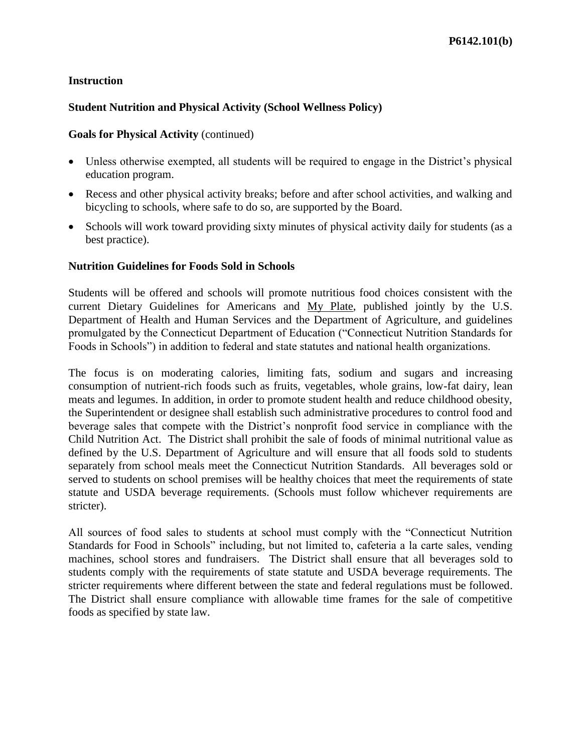**Instruction**

**Student Nutrition and Physical Activity (School Wellness Policy)**

**Goals for Physical Activity** (continued)

- Unless otherwise exempted, all students will be required to engage in the District's physical education program.
- Recess and other physical activity breaks; before and after school activities, and walking and bicycling to schools, where safe to do so, are supported by the Board.
- Schools will work toward providing sixty minutes of physical activity daily for students (as a best practice).

**Nutrition Guidelines for Foods Sold in Schools**

Students will be offered and schools will promote nutritious food choices consistent with the current Dietary Guidelines for Americans and My Plate, published jointly by the U.S. Department of Health and Human Services and the Department of Agriculture, and guidelines promulgated by the Connecticut Department of Education ("Connecticut Nutrition Standards for Foods in Schools") in addition to federal and state statutes and national health organizations.

The focus is on moderating calories, limiting fats, sodium and sugars and increasing consumption of nutrient-rich foods such as fruits, vegetables, whole grains, low-fat dairy, lean meats and legumes. In addition, in order to promote student health and reduce childhood obesity, the Superintendent or designee shall establish such administrative procedures to control food and beverage sales that compete with the District's nonprofit food service in compliance with the Child Nutrition Act. The District shall prohibit the sale of foods of minimal nutritional value as defined by the U.S. Department of Agriculture and will ensure that all foods sold to students separately from school meals meet the Connecticut Nutrition Standards. All beverages sold or served to students on school premises will be healthy choices that meet the requirements of state statute and USDA beverage requirements. (Schools must follow whichever requirements are stricter).

All sources of food sales to students at school must comply with the "Connecticut Nutrition Standards for Food in Schools" including, but not limited to, cafeteria a la carte sales, vending machines, school stores and fundraisers. The District shall ensure that all beverages sold to students comply with the requirements of state statute and USDA beverage requirements. The stricter requirements where different between the state and federal regulations must be followed. The District shall ensure compliance with allowable time frames for the sale of competitive foods as specified by state law.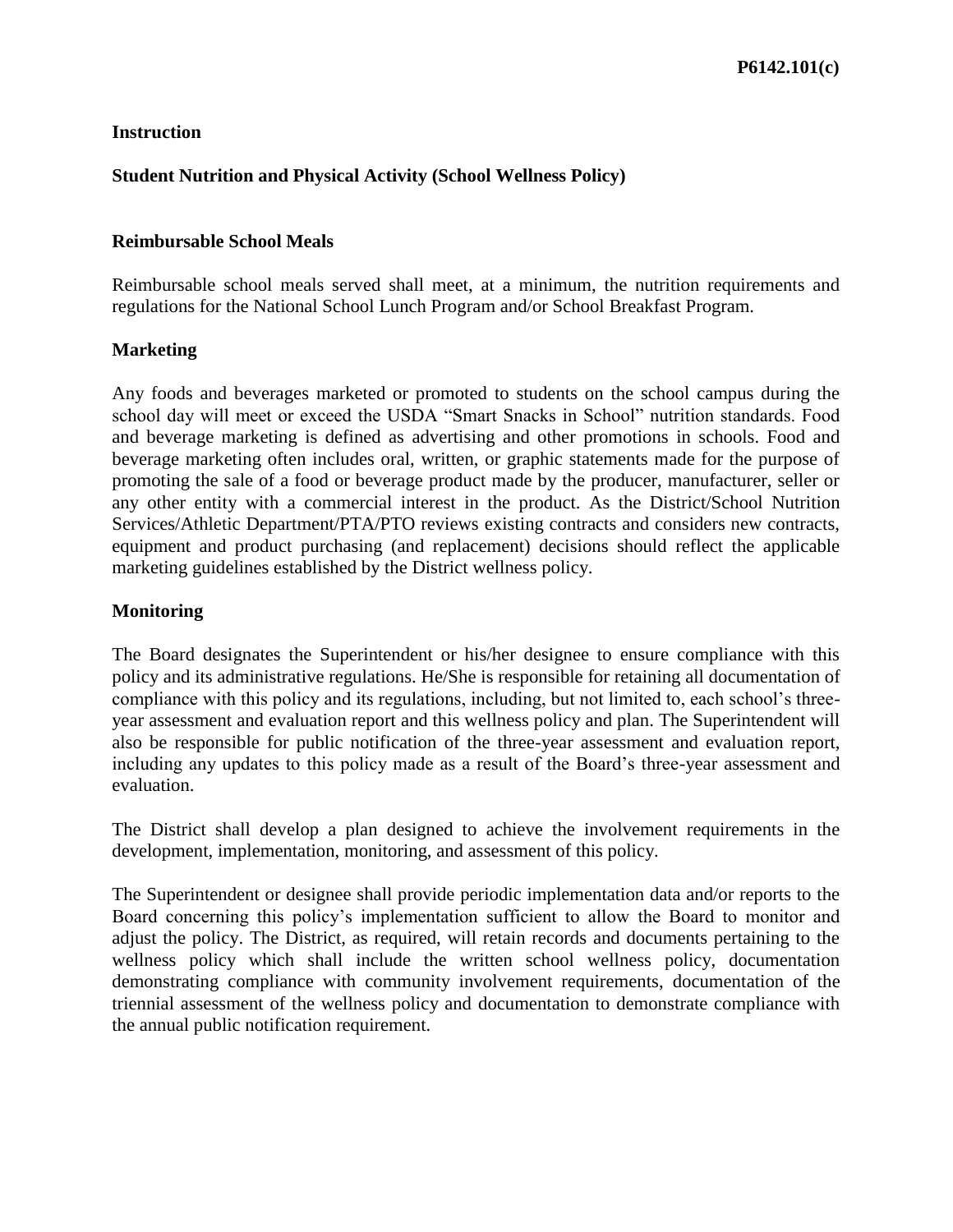**P6142.101(c)**

**Instruction**

## Student Nutrition and Physical Activity (School Wellness Policy)

### Reimbursable School Meals

Reimbursable school meals served shall meet, at a minimum, the nutrition requirements and regulations for the National School Lunch Program and/or School Breakfast Program.

### Marketing

Any foods and beverages marketed or promoted to students on the school campus during the school day will meet or exceed the USDA "Smart Snacks in School" nutrition standards. Food and beverage marketing is defined as advertising and other promotions in schools. Food and beverage marketing often includes oral, written, or graphic statements made for the purpose of promoting the sale of a food or beverage product made by the producer, manufacturer, seller or any other entity with a commercial interest in the product. As the District/School Nutrition Services/Athletic Department/PTA/PTO reviews existing contracts and considers new contracts, equipment and product purchasing (and replacement) decisions should reflect the applicable marketing guidelines established by the District wellness policy.

### Monitoring

The Board designates the Superintendent or his/her designee to ensure compliance with this policy and its administrative regulations. He/She is responsible for retaining all documentation of compliance with this policy and its regulations, including, but not limited to, each school's three-year assessment and evaluation report and this wellness policy and plan. The Superintendent will also be responsible for public notification of the three-year assessment and evaluation report, including any updates to this policy made as a result of the Board's three-year assessment and evaluation.

The District shall develop a plan designed to achieve the involvement requirements in the development, implementation, monitoring, and assessment of this policy.

The Superintendent or designee shall provide periodic implementation data and/or reports to the Board concerning this policy's implementation sufficient to allow the Board to monitor and adjust the policy. The District, as required, will retain records and documents pertaining to the wellness policy which shall include the written school wellness policy, documentation demonstrating compliance with community involvement requirements, documentation of the triennial assessment of the wellness policy and documentation to demonstrate compliance with the annual public notification requirement.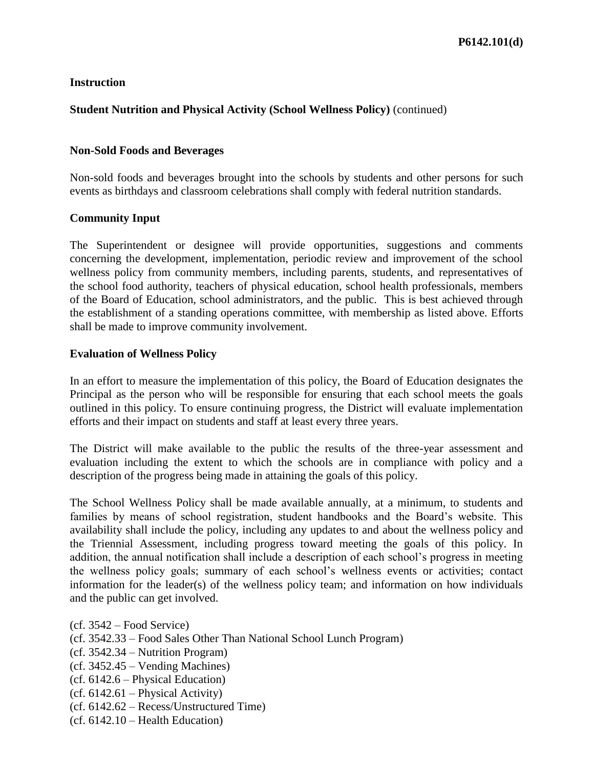**Instruction**

**Student Nutrition and Physical Activity (School Wellness Policy)** (continued)

**Non-Sold Foods and Beverages**

Non-sold foods and beverages brought into the schools by students and other persons for such events as birthdays and classroom celebrations shall comply with federal nutrition standards.

**Community Input**

The Superintendent or designee will provide opportunities, suggestions and comments concerning the development, implementation, periodic review and improvement of the school wellness policy from community members, including parents, students, and representatives of the school food authority, teachers of physical education, school health professionals, members of the Board of Education, school administrators, and the public. This is best achieved through the establishment of a standing operations committee, with membership as listed above. Efforts shall be made to improve community involvement.

**Evaluation of Wellness Policy**

In an effort to measure the implementation of this policy, the Board of Education designates the Principal as the person who will be responsible for ensuring that each school meets the goals outlined in this policy. To ensure continuing progress, the District will evaluate implementation efforts and their impact on students and staff at least every three years.

The District will make available to the public the results of the three-year assessment and evaluation including the extent to which the schools are in compliance with policy and a description of the progress being made in attaining the goals of this policy.

The School Wellness Policy shall be made available annually, at a minimum, to students and families by means of school registration, student handbooks and the Board's website. This availability shall include the policy, including any updates to and about the wellness policy and the Triennial Assessment, including progress toward meeting the goals of this policy. In addition, the annual notification shall include a description of each school's progress in meeting the wellness policy goals; summary of each school's wellness events or activities; contact information for the leader(s) of the wellness policy team; and information on how individuals and the public can get involved.

(cf. 3542 – Food Service)
(cf. 3542.33 – Food Sales Other Than National School Lunch Program)
(cf. 3542.34 – Nutrition Program)
(cf. 3452.45 – Vending Machines)
(cf. 6142.6 – Physical Education)
(cf. 6142.61 – Physical Activity)
(cf. 6142.62 – Recess/Unstructured Time)
(cf. 6142.10 – Health Education)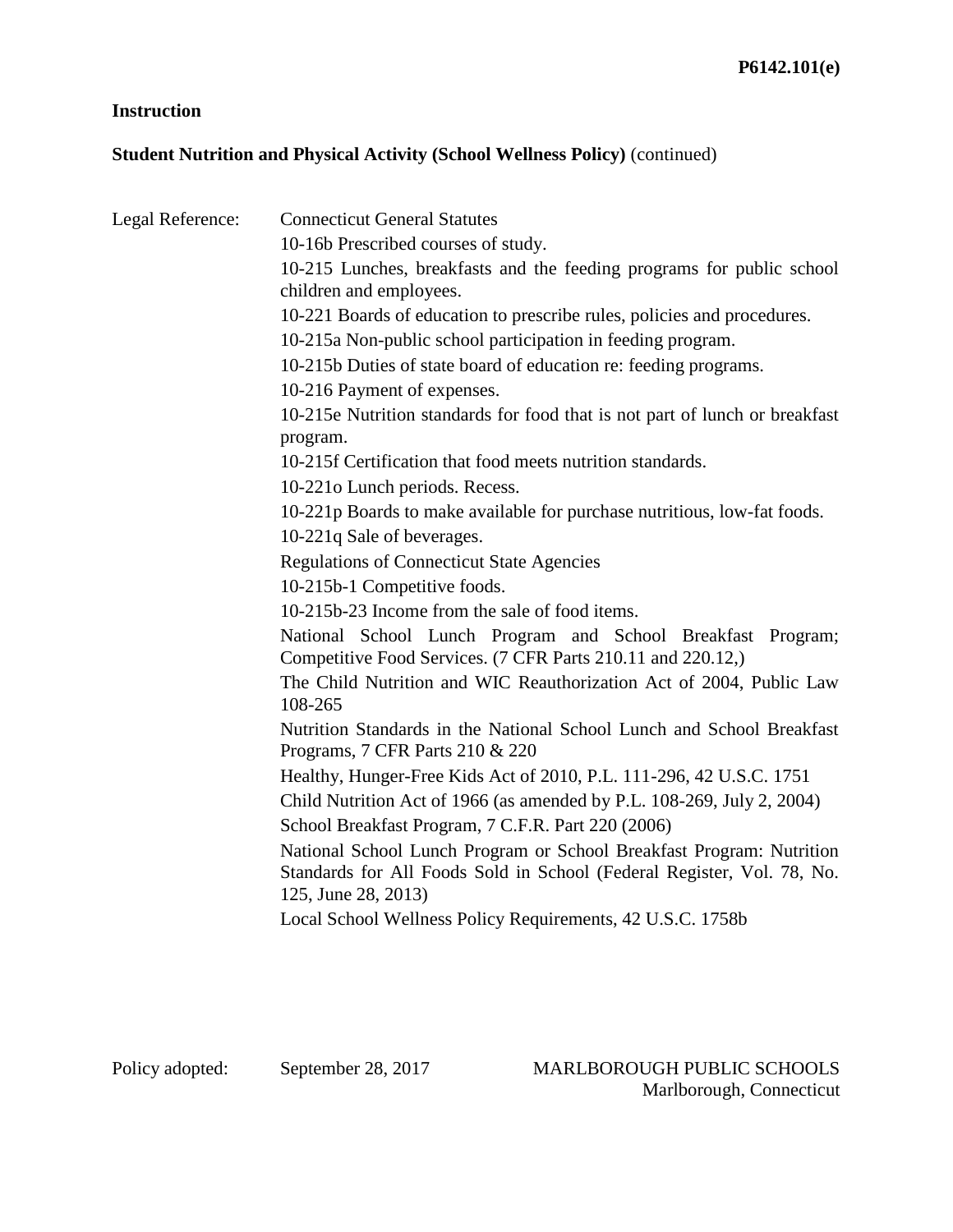**Instruction**

**Student Nutrition and Physical Activity (School Wellness Policy)** (continued)

Legal Reference: Connecticut General Statutes

10-16b Prescribed courses of study.

10-215 Lunches, breakfasts and the feeding programs for public school children and employees.

10-221 Boards of education to prescribe rules, policies and procedures.

10-215a Non-public school participation in feeding program.

10-215b Duties of state board of education re: feeding programs.

10-216 Payment of expenses.

10-215e Nutrition standards for food that is not part of lunch or breakfast program.

10-215f Certification that food meets nutrition standards.

10-221o Lunch periods. Recess.

10-221p Boards to make available for purchase nutritious, low-fat foods.

10-221q Sale of beverages.

Regulations of Connecticut State Agencies

10-215b-1 Competitive foods.

10-215b-23 Income from the sale of food items.

National School Lunch Program and School Breakfast Program; Competitive Food Services. (7 CFR Parts 210.11 and 220.12,)

The Child Nutrition and WIC Reauthorization Act of 2004, Public Law 108-265

Nutrition Standards in the National School Lunch and School Breakfast Programs, 7 CFR Parts 210 & 220

Healthy, Hunger-Free Kids Act of 2010, P.L. 111-296, 42 U.S.C. 1751

Child Nutrition Act of 1966 (as amended by P.L. 108-269, July 2, 2004)

School Breakfast Program, 7 C.F.R. Part 220 (2006)

National School Lunch Program or School Breakfast Program: Nutrition Standards for All Foods Sold in School (Federal Register, Vol. 78, No. 125, June 28, 2013)

Local School Wellness Policy Requirements, 42 U.S.C. 1758b

Policy adopted: September 28, 2017

MARLBOROUGH PUBLIC SCHOOLS
Marlborough, Connecticut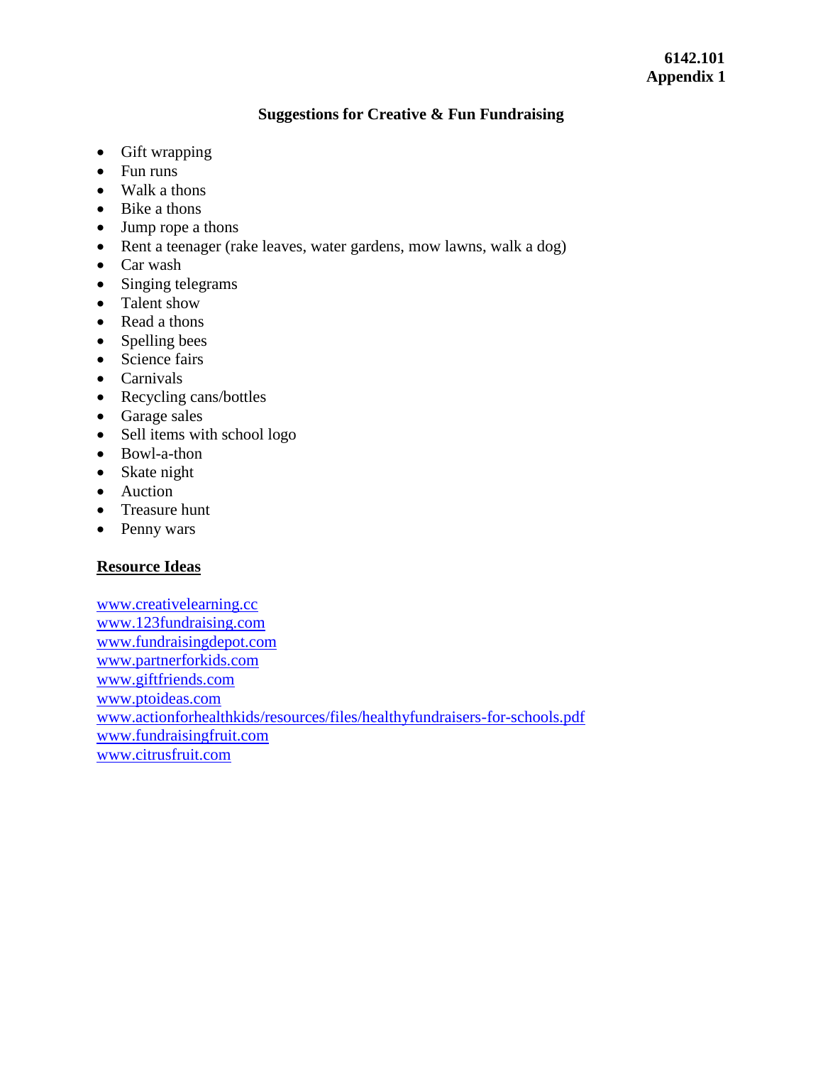**6142.101**
**Appendix 1**

## Suggestions for Creative & Fun Fundraising

- Gift wrapping
- Fun runs
- Walk a thons
- Bike a thons
- Jump rope a thons
- Rent a teenager (rake leaves, water gardens, mow lawns, walk a dog)
- Car wash
- Singing telegrams
- Talent show
- Read a thons
- Spelling bees
- Science fairs
- Carnivals
- Recycling cans/bottles
- Garage sales
- Sell items with school logo
- Bowl-a-thon
- Skate night
- Auction
- Treasure hunt
- Penny wars

### Resource Ideas

www.creativelearning.cc
www.123fundraising.com
www.fundraisingdepot.com
www.partnerforkids.com
www.giftfriends.com
www.ptoideas.com
www.actionforhealthkids/resources/files/healthyfundraisers-for-schools.pdf
www.fundraisingfruit.com
www.citrusfruit.com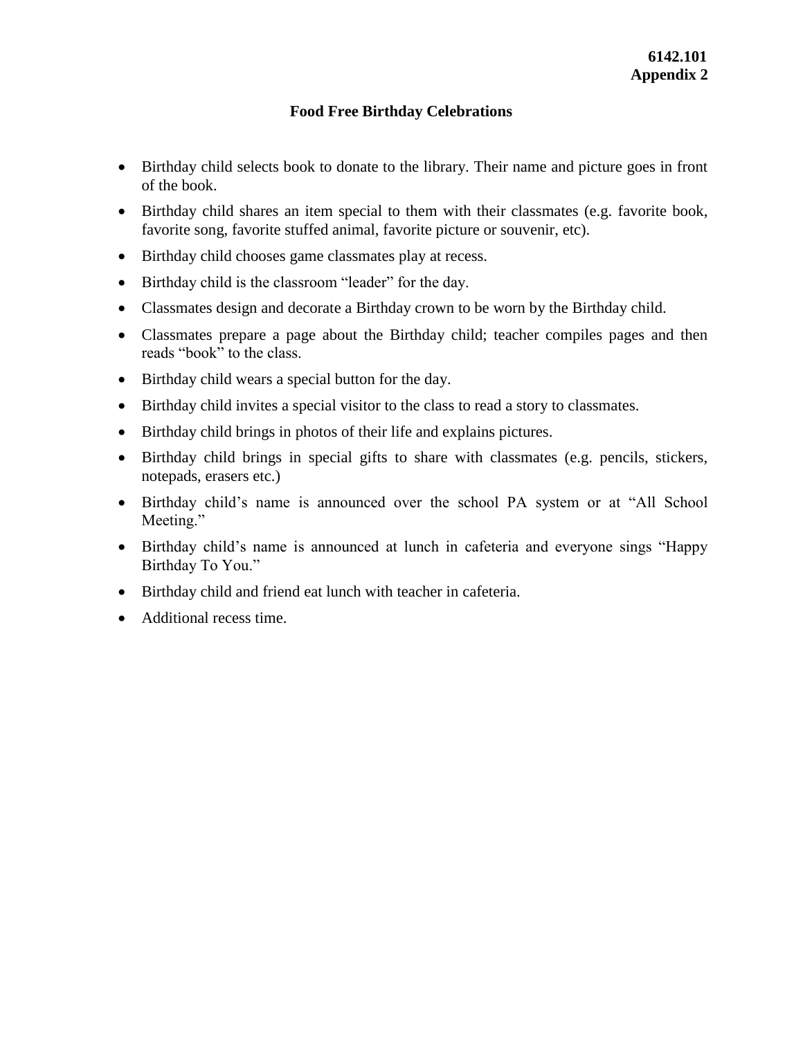**6142.101**
**Appendix 2**

## Food Free Birthday Celebrations

- Birthday child selects book to donate to the library. Their name and picture goes in front of the book.
- Birthday child shares an item special to them with their classmates (e.g. favorite book, favorite song, favorite stuffed animal, favorite picture or souvenir, etc).
- Birthday child chooses game classmates play at recess.
- Birthday child is the classroom "leader" for the day.
- Classmates design and decorate a Birthday crown to be worn by the Birthday child.
- Classmates prepare a page about the Birthday child; teacher compiles pages and then reads "book" to the class.
- Birthday child wears a special button for the day.
- Birthday child invites a special visitor to the class to read a story to classmates.
- Birthday child brings in photos of their life and explains pictures.
- Birthday child brings in special gifts to share with classmates (e.g. pencils, stickers, notepads, erasers etc.)
- Birthday child's name is announced over the school PA system or at "All School Meeting."
- Birthday child's name is announced at lunch in cafeteria and everyone sings "Happy Birthday To You."
- Birthday child and friend eat lunch with teacher in cafeteria.
- Additional recess time.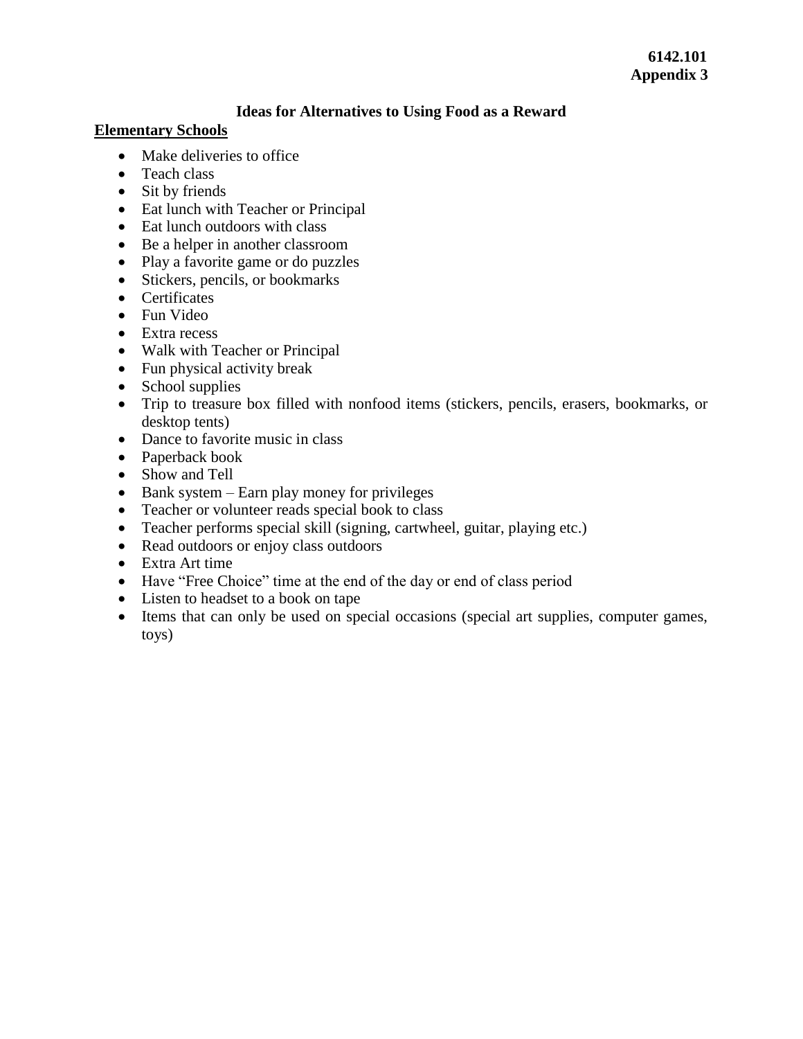**6142.101**
**Appendix 3**

## Ideas for Alternatives to Using Food as a Reward

### Elementary Schools

- Make deliveries to office
- Teach class
- Sit by friends
- Eat lunch with Teacher or Principal
- Eat lunch outdoors with class
- Be a helper in another classroom
- Play a favorite game or do puzzles
- Stickers, pencils, or bookmarks
- Certificates
- Fun Video
- Extra recess
- Walk with Teacher or Principal
- Fun physical activity break
- School supplies
- Trip to treasure box filled with nonfood items (stickers, pencils, erasers, bookmarks, or desktop tents)
- Dance to favorite music in class
- Paperback book
- Show and Tell
- Bank system – Earn play money for privileges
- Teacher or volunteer reads special book to class
- Teacher performs special skill (signing, cartwheel, guitar, playing etc.)
- Read outdoors or enjoy class outdoors
- Extra Art time
- Have "Free Choice" time at the end of the day or end of class period
- Listen to headset to a book on tape
- Items that can only be used on special occasions (special art supplies, computer games, toys)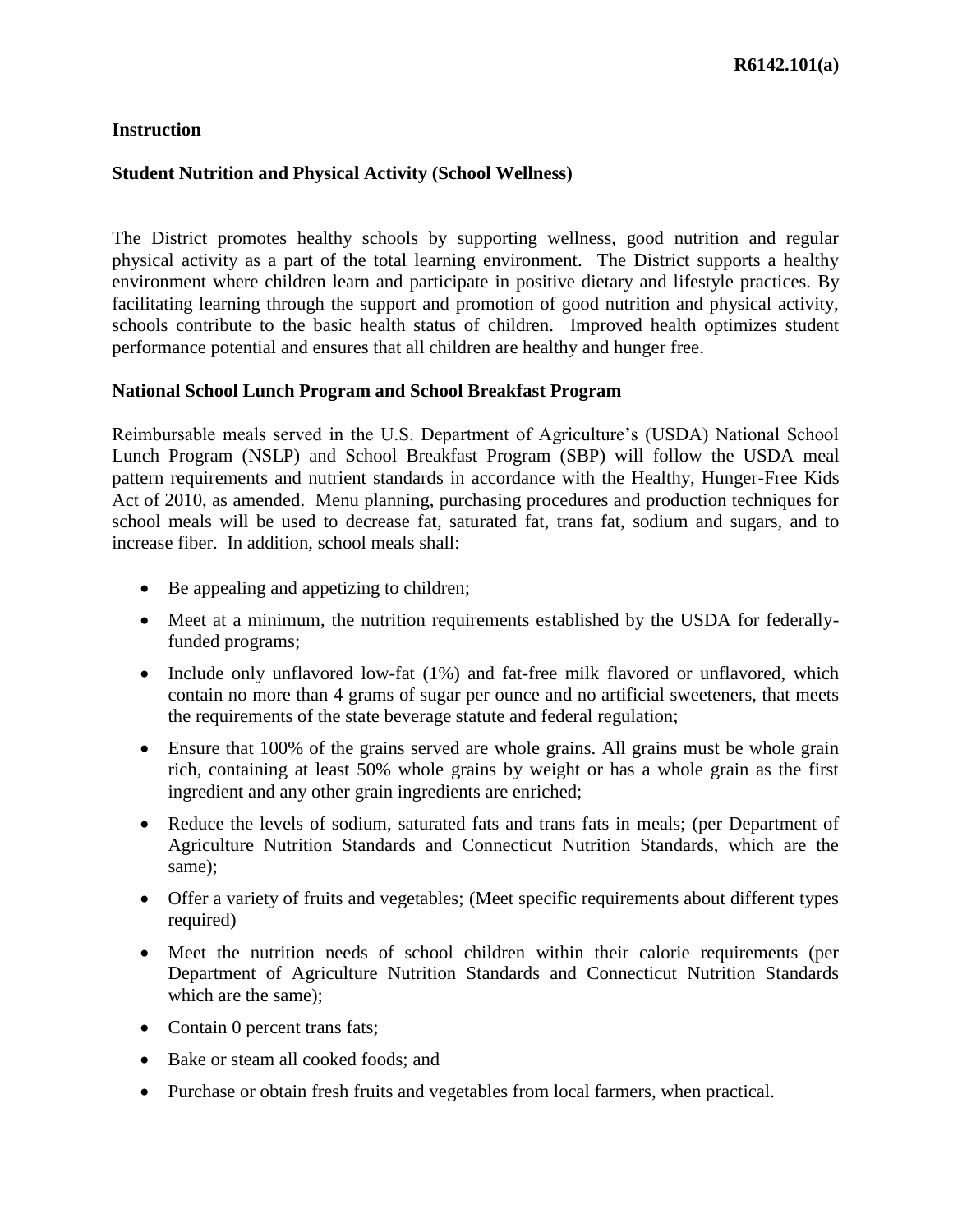**Instruction**

**Student Nutrition and Physical Activity (School Wellness)**

The District promotes healthy schools by supporting wellness, good nutrition and regular physical activity as a part of the total learning environment. The District supports a healthy environment where children learn and participate in positive dietary and lifestyle practices. By facilitating learning through the support and promotion of good nutrition and physical activity, schools contribute to the basic health status of children. Improved health optimizes student performance potential and ensures that all children are healthy and hunger free.

**National School Lunch Program and School Breakfast Program**

Reimbursable meals served in the U.S. Department of Agriculture's (USDA) National School Lunch Program (NSLP) and School Breakfast Program (SBP) will follow the USDA meal pattern requirements and nutrient standards in accordance with the Healthy, Hunger-Free Kids Act of 2010, as amended. Menu planning, purchasing procedures and production techniques for school meals will be used to decrease fat, saturated fat, trans fat, sodium and sugars, and to increase fiber. In addition, school meals shall:

- Be appealing and appetizing to children;
- Meet at a minimum, the nutrition requirements established by the USDA for federally-funded programs;
- Include only unflavored low-fat (1%) and fat-free milk flavored or unflavored, which contain no more than 4 grams of sugar per ounce and no artificial sweeteners, that meets the requirements of the state beverage statute and federal regulation;
- Ensure that 100% of the grains served are whole grains. All grains must be whole grain rich, containing at least 50% whole grains by weight or has a whole grain as the first ingredient and any other grain ingredients are enriched;
- Reduce the levels of sodium, saturated fats and trans fats in meals; (per Department of Agriculture Nutrition Standards and Connecticut Nutrition Standards, which are the same);
- Offer a variety of fruits and vegetables; (Meet specific requirements about different types required)
- Meet the nutrition needs of school children within their calorie requirements (per Department of Agriculture Nutrition Standards and Connecticut Nutrition Standards which are the same);
- Contain 0 percent trans fats;
- Bake or steam all cooked foods; and
- Purchase or obtain fresh fruits and vegetables from local farmers, when practical.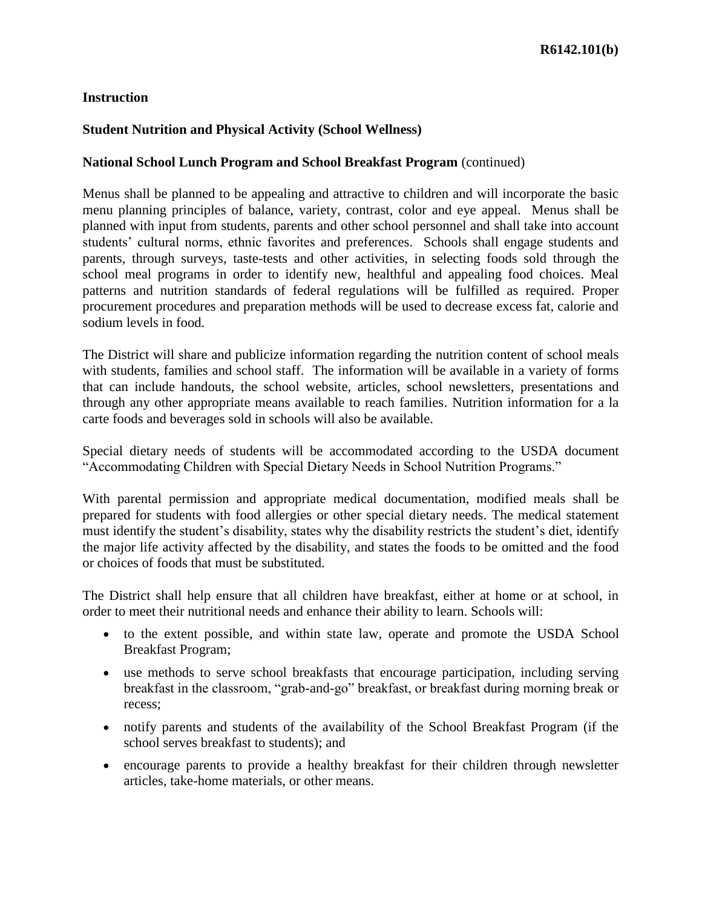**Instruction**

**Student Nutrition and Physical Activity (School Wellness)**

**National School Lunch Program and School Breakfast Program** (continued)

Menus shall be planned to be appealing and attractive to children and will incorporate the basic menu planning principles of balance, variety, contrast, color and eye appeal. Menus shall be planned with input from students, parents and other school personnel and shall take into account students' cultural norms, ethnic favorites and preferences. Schools shall engage students and parents, through surveys, taste-tests and other activities, in selecting foods sold through the school meal programs in order to identify new, healthful and appealing food choices. Meal patterns and nutrition standards of federal regulations will be fulfilled as required. Proper procurement procedures and preparation methods will be used to decrease excess fat, calorie and sodium levels in food.

The District will share and publicize information regarding the nutrition content of school meals with students, families and school staff. The information will be available in a variety of forms that can include handouts, the school website, articles, school newsletters, presentations and through any other appropriate means available to reach families. Nutrition information for a la carte foods and beverages sold in schools will also be available.

Special dietary needs of students will be accommodated according to the USDA document "Accommodating Children with Special Dietary Needs in School Nutrition Programs."

With parental permission and appropriate medical documentation, modified meals shall be prepared for students with food allergies or other special dietary needs. The medical statement must identify the student's disability, states why the disability restricts the student's diet, identify the major life activity affected by the disability, and states the foods to be omitted and the food or choices of foods that must be substituted.

The District shall help ensure that all children have breakfast, either at home or at school, in order to meet their nutritional needs and enhance their ability to learn. Schools will:

- to the extent possible, and within state law, operate and promote the USDA School Breakfast Program;
- use methods to serve school breakfasts that encourage participation, including serving breakfast in the classroom, "grab-and-go" breakfast, or breakfast during morning break or recess;
- notify parents and students of the availability of the School Breakfast Program (if the school serves breakfast to students); and
- encourage parents to provide a healthy breakfast for their children through newsletter articles, take-home materials, or other means.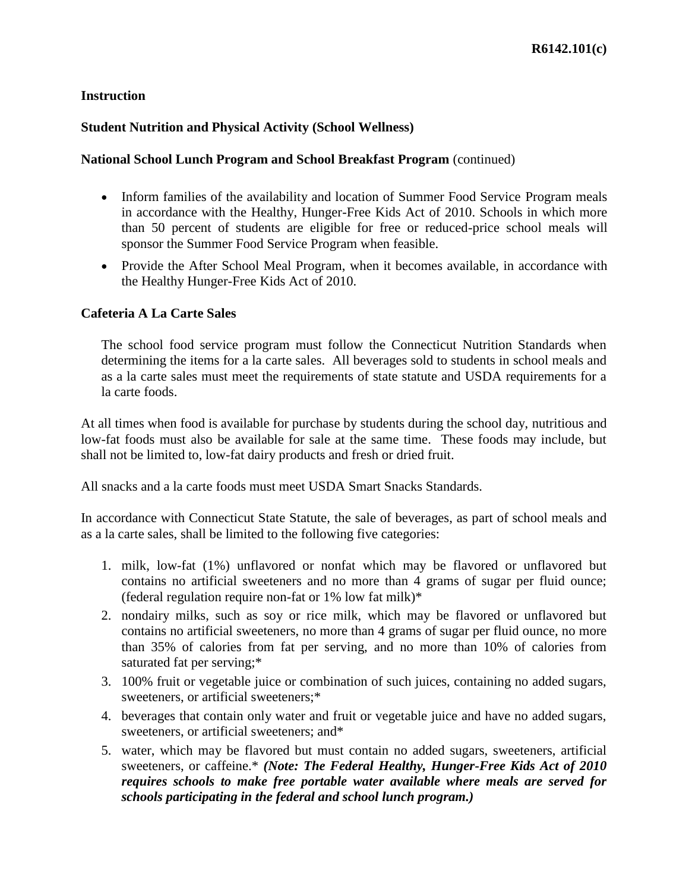**Instruction**

**Student Nutrition and Physical Activity (School Wellness)**

**National School Lunch Program and School Breakfast Program** (continued)

- Inform families of the availability and location of Summer Food Service Program meals in accordance with the Healthy, Hunger-Free Kids Act of 2010. Schools in which more than 50 percent of students are eligible for free or reduced-price school meals will sponsor the Summer Food Service Program when feasible.
- Provide the After School Meal Program, when it becomes available, in accordance with the Healthy Hunger-Free Kids Act of 2010.

**Cafeteria A La Carte Sales**

The school food service program must follow the Connecticut Nutrition Standards when determining the items for a la carte sales. All beverages sold to students in school meals and as a la carte sales must meet the requirements of state statute and USDA requirements for a la carte foods.

At all times when food is available for purchase by students during the school day, nutritious and low-fat foods must also be available for sale at the same time. These foods may include, but shall not be limited to, low-fat dairy products and fresh or dried fruit.

All snacks and a la carte foods must meet USDA Smart Snacks Standards.

In accordance with Connecticut State Statute, the sale of beverages, as part of school meals and as a la carte sales, shall be limited to the following five categories:

1. milk, low-fat (1%) unflavored or nonfat which may be flavored or unflavored but contains no artificial sweeteners and no more than 4 grams of sugar per fluid ounce; (federal regulation require non-fat or 1% low fat milk)*
2. nondairy milks, such as soy or rice milk, which may be flavored or unflavored but contains no artificial sweeteners, no more than 4 grams of sugar per fluid ounce, no more than 35% of calories from fat per serving, and no more than 10% of calories from saturated fat per serving;*
3. 100% fruit or vegetable juice or combination of such juices, containing no added sugars, sweeteners, or artificial sweeteners;*
4. beverages that contain only water and fruit or vegetable juice and have no added sugars, sweeteners, or artificial sweeteners; and*
5. water, which may be flavored but must contain no added sugars, sweeteners, artificial sweeteners, or caffeine.* ***(Note: The Federal Healthy, Hunger-Free Kids Act of 2010 requires schools to make free portable water available where meals are served for schools participating in the federal and school lunch program.)***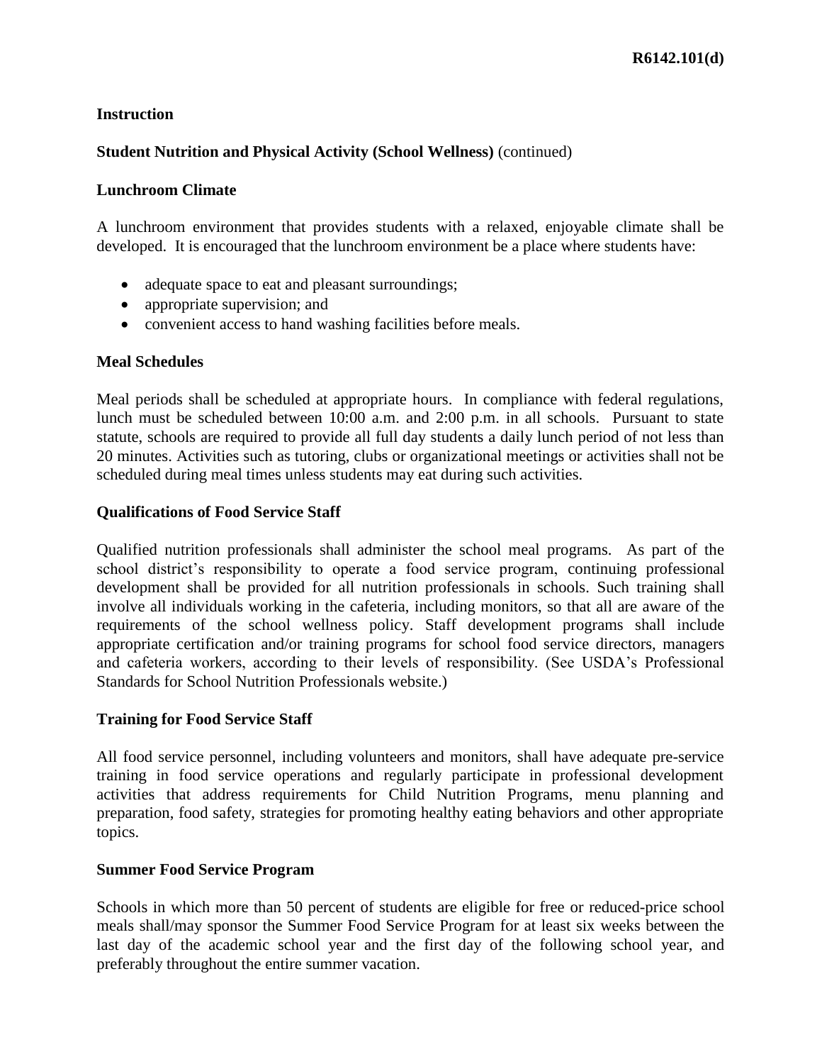**Instruction**

**Student Nutrition and Physical Activity (School Wellness)** (continued)

**Lunchroom Climate**

A lunchroom environment that provides students with a relaxed, enjoyable climate shall be developed. It is encouraged that the lunchroom environment be a place where students have:

- adequate space to eat and pleasant surroundings;
- appropriate supervision; and
- convenient access to hand washing facilities before meals.

**Meal Schedules**

Meal periods shall be scheduled at appropriate hours. In compliance with federal regulations, lunch must be scheduled between 10:00 a.m. and 2:00 p.m. in all schools. Pursuant to state statute, schools are required to provide all full day students a daily lunch period of not less than 20 minutes. Activities such as tutoring, clubs or organizational meetings or activities shall not be scheduled during meal times unless students may eat during such activities.

**Qualifications of Food Service Staff**

Qualified nutrition professionals shall administer the school meal programs. As part of the school district's responsibility to operate a food service program, continuing professional development shall be provided for all nutrition professionals in schools. Such training shall involve all individuals working in the cafeteria, including monitors, so that all are aware of the requirements of the school wellness policy. Staff development programs shall include appropriate certification and/or training programs for school food service directors, managers and cafeteria workers, according to their levels of responsibility. (See USDA's Professional Standards for School Nutrition Professionals website.)

**Training for Food Service Staff**

All food service personnel, including volunteers and monitors, shall have adequate pre-service training in food service operations and regularly participate in professional development activities that address requirements for Child Nutrition Programs, menu planning and preparation, food safety, strategies for promoting healthy eating behaviors and other appropriate topics.

**Summer Food Service Program**

Schools in which more than 50 percent of students are eligible for free or reduced-price school meals shall/may sponsor the Summer Food Service Program for at least six weeks between the last day of the academic school year and the first day of the following school year, and preferably throughout the entire summer vacation.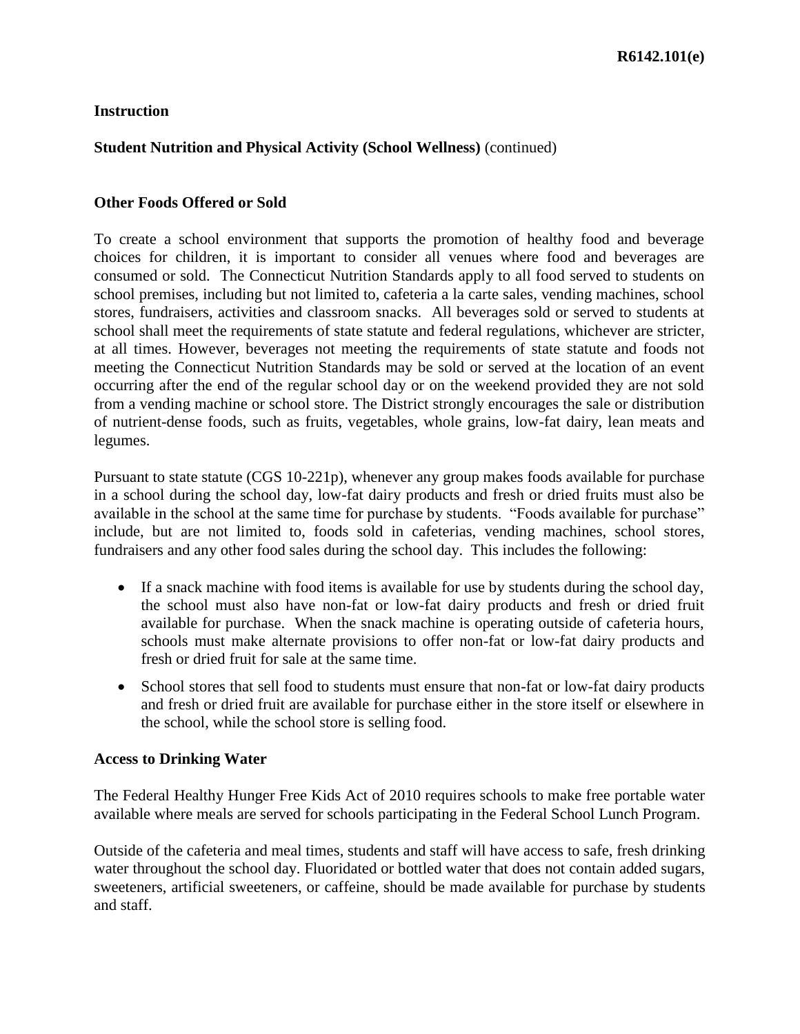## Instruction

**Student Nutrition and Physical Activity (School Wellness)** (continued)

### Other Foods Offered or Sold

To create a school environment that supports the promotion of healthy food and beverage choices for children, it is important to consider all venues where food and beverages are consumed or sold. The Connecticut Nutrition Standards apply to all food served to students on school premises, including but not limited to, cafeteria a la carte sales, vending machines, school stores, fundraisers, activities and classroom snacks. All beverages sold or served to students at school shall meet the requirements of state statute and federal regulations, whichever are stricter, at all times. However, beverages not meeting the requirements of state statute and foods not meeting the Connecticut Nutrition Standards may be sold or served at the location of an event occurring after the end of the regular school day or on the weekend provided they are not sold from a vending machine or school store. The District strongly encourages the sale or distribution of nutrient-dense foods, such as fruits, vegetables, whole grains, low-fat dairy, lean meats and legumes.

Pursuant to state statute (CGS 10-221p), whenever any group makes foods available for purchase in a school during the school day, low-fat dairy products and fresh or dried fruits must also be available in the school at the same time for purchase by students. "Foods available for purchase" include, but are not limited to, foods sold in cafeterias, vending machines, school stores, fundraisers and any other food sales during the school day. This includes the following:

- If a snack machine with food items is available for use by students during the school day, the school must also have non-fat or low-fat dairy products and fresh or dried fruit available for purchase. When the snack machine is operating outside of cafeteria hours, schools must make alternate provisions to offer non-fat or low-fat dairy products and fresh or dried fruit for sale at the same time.
- School stores that sell food to students must ensure that non-fat or low-fat dairy products and fresh or dried fruit are available for purchase either in the store itself or elsewhere in the school, while the school store is selling food.

### Access to Drinking Water

The Federal Healthy Hunger Free Kids Act of 2010 requires schools to make free portable water available where meals are served for schools participating in the Federal School Lunch Program.

Outside of the cafeteria and meal times, students and staff will have access to safe, fresh drinking water throughout the school day. Fluoridated or bottled water that does not contain added sugars, sweeteners, artificial sweeteners, or caffeine, should be made available for purchase by students and staff.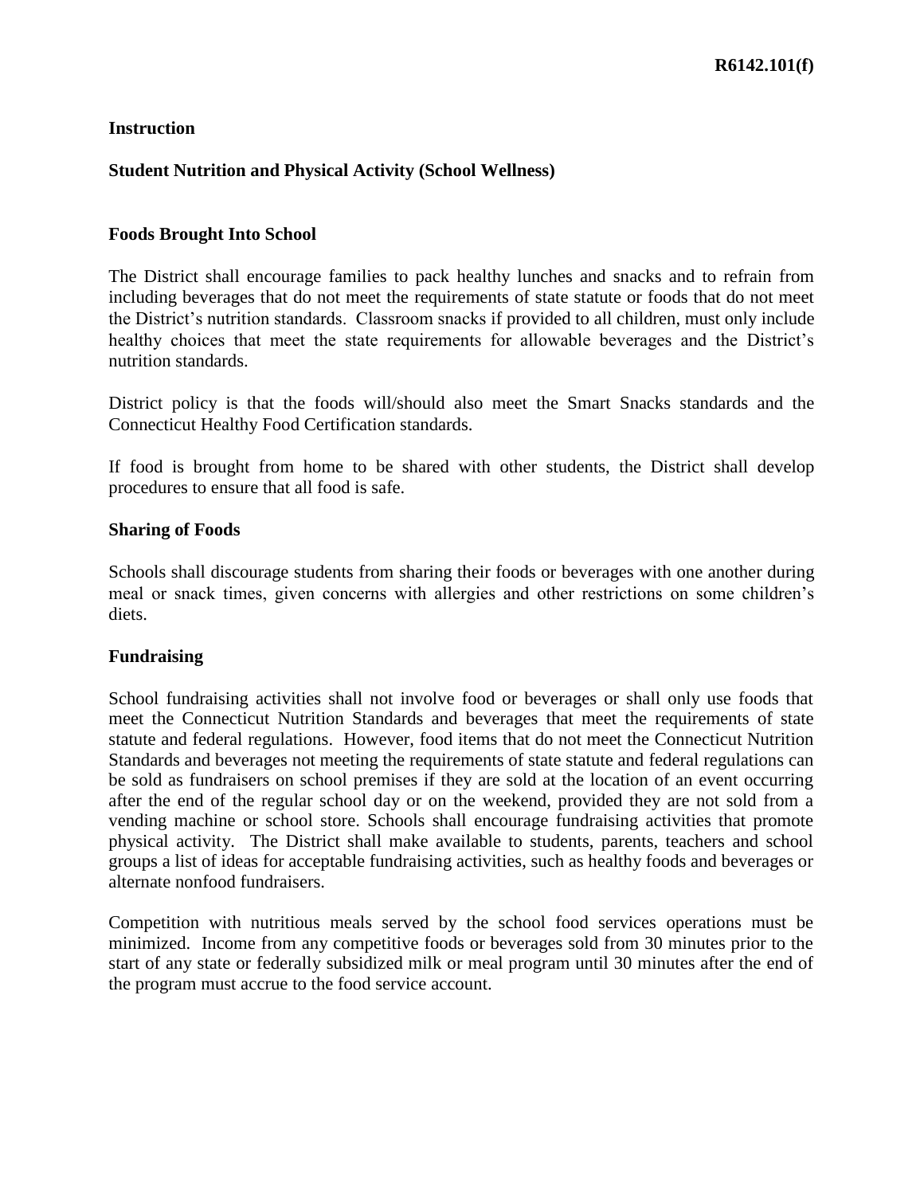**Instruction**

**Student Nutrition and Physical Activity (School Wellness)**

**Foods Brought Into School**

The District shall encourage families to pack healthy lunches and snacks and to refrain from including beverages that do not meet the requirements of state statute or foods that do not meet the District's nutrition standards. Classroom snacks if provided to all children, must only include healthy choices that meet the state requirements for allowable beverages and the District's nutrition standards.

District policy is that the foods will/should also meet the Smart Snacks standards and the Connecticut Healthy Food Certification standards.

If food is brought from home to be shared with other students, the District shall develop procedures to ensure that all food is safe.

**Sharing of Foods**

Schools shall discourage students from sharing their foods or beverages with one another during meal or snack times, given concerns with allergies and other restrictions on some children's diets.

**Fundraising**

School fundraising activities shall not involve food or beverages or shall only use foods that meet the Connecticut Nutrition Standards and beverages that meet the requirements of state statute and federal regulations. However, food items that do not meet the Connecticut Nutrition Standards and beverages not meeting the requirements of state statute and federal regulations can be sold as fundraisers on school premises if they are sold at the location of an event occurring after the end of the regular school day or on the weekend, provided they are not sold from a vending machine or school store. Schools shall encourage fundraising activities that promote physical activity. The District shall make available to students, parents, teachers and school groups a list of ideas for acceptable fundraising activities, such as healthy foods and beverages or alternate nonfood fundraisers.

Competition with nutritious meals served by the school food services operations must be minimized. Income from any competitive foods or beverages sold from 30 minutes prior to the start of any state or federally subsidized milk or meal program until 30 minutes after the end of the program must accrue to the food service account.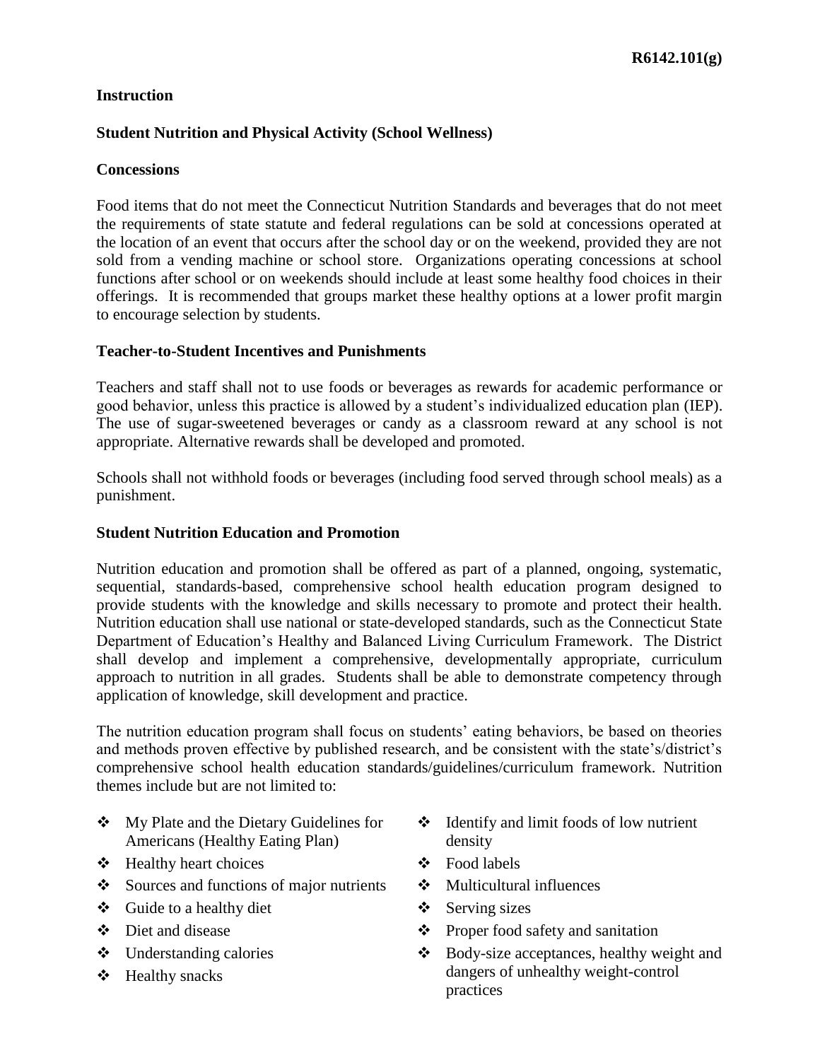**Instruction**

**Student Nutrition and Physical Activity (School Wellness)**

**Concessions**

Food items that do not meet the Connecticut Nutrition Standards and beverages that do not meet the requirements of state statute and federal regulations can be sold at concessions operated at the location of an event that occurs after the school day or on the weekend, provided they are not sold from a vending machine or school store. Organizations operating concessions at school functions after school or on weekends should include at least some healthy food choices in their offerings. It is recommended that groups market these healthy options at a lower profit margin to encourage selection by students.

**Teacher-to-Student Incentives and Punishments**

Teachers and staff shall not to use foods or beverages as rewards for academic performance or good behavior, unless this practice is allowed by a student's individualized education plan (IEP). The use of sugar-sweetened beverages or candy as a classroom reward at any school is not appropriate. Alternative rewards shall be developed and promoted.

Schools shall not withhold foods or beverages (including food served through school meals) as a punishment.

**Student Nutrition Education and Promotion**

Nutrition education and promotion shall be offered as part of a planned, ongoing, systematic, sequential, standards-based, comprehensive school health education program designed to provide students with the knowledge and skills necessary to promote and protect their health. Nutrition education shall use national or state-developed standards, such as the Connecticut State Department of Education's Healthy and Balanced Living Curriculum Framework. The District shall develop and implement a comprehensive, developmentally appropriate, curriculum approach to nutrition in all grades. Students shall be able to demonstrate competency through application of knowledge, skill development and practice.

The nutrition education program shall focus on students' eating behaviors, be based on theories and methods proven effective by published research, and be consistent with the state's/district's comprehensive school health education standards/guidelines/curriculum framework. Nutrition themes include but are not limited to:

- My Plate and the Dietary Guidelines for Americans (Healthy Eating Plan)
- Healthy heart choices
- Sources and functions of major nutrients
- Guide to a healthy diet
- Diet and disease
- Understanding calories
- Healthy snacks
- Identify and limit foods of low nutrient density
- Food labels
- Multicultural influences
- Serving sizes
- Proper food safety and sanitation
- Body-size acceptances, healthy weight and dangers of unhealthy weight-control practices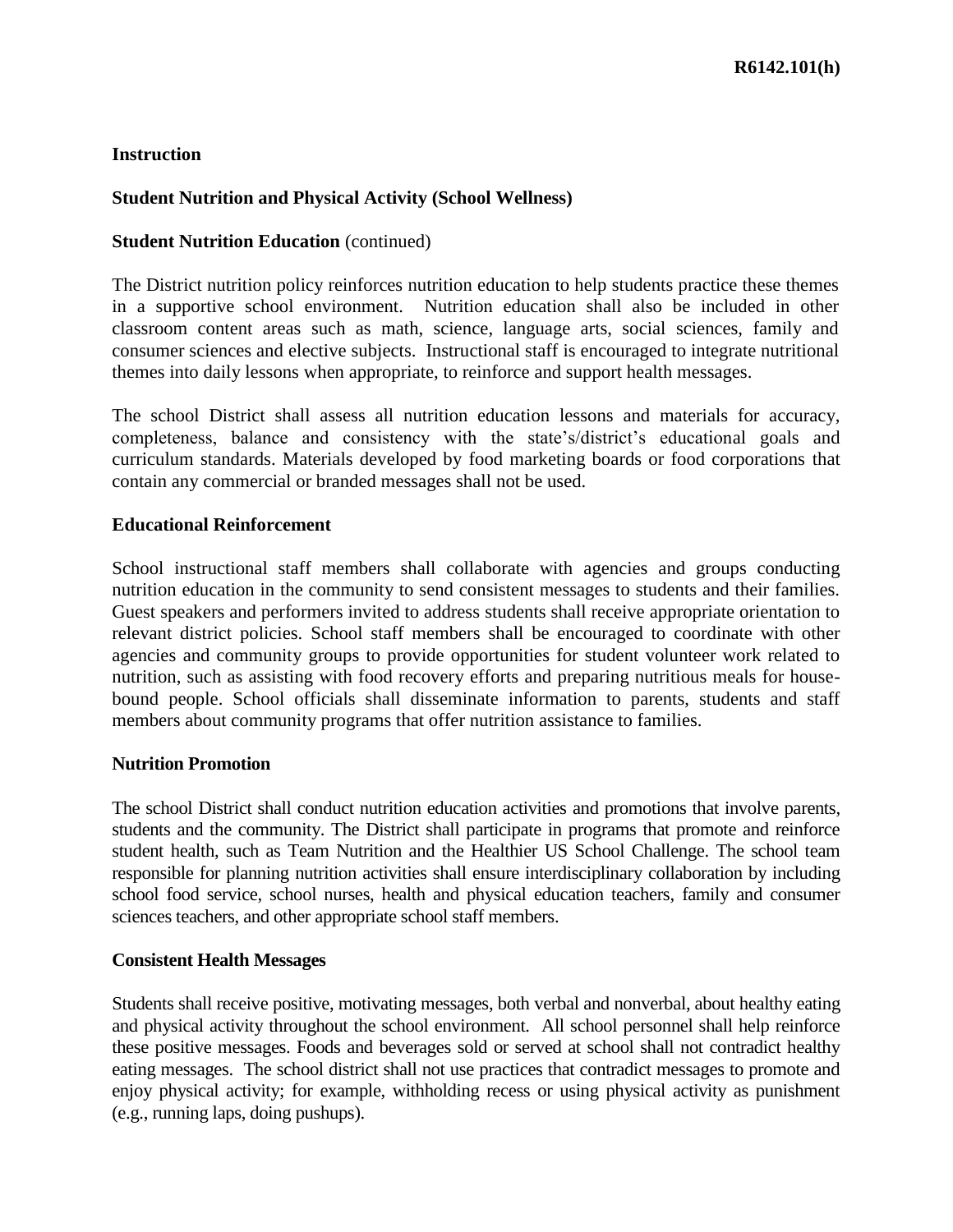**Instruction**

**Student Nutrition and Physical Activity (School Wellness)**

**Student Nutrition Education** (continued)

The District nutrition policy reinforces nutrition education to help students practice these themes in a supportive school environment. Nutrition education shall also be included in other classroom content areas such as math, science, language arts, social sciences, family and consumer sciences and elective subjects. Instructional staff is encouraged to integrate nutritional themes into daily lessons when appropriate, to reinforce and support health messages.

The school District shall assess all nutrition education lessons and materials for accuracy, completeness, balance and consistency with the state's/district's educational goals and curriculum standards. Materials developed by food marketing boards or food corporations that contain any commercial or branded messages shall not be used.

**Educational Reinforcement**

School instructional staff members shall collaborate with agencies and groups conducting nutrition education in the community to send consistent messages to students and their families. Guest speakers and performers invited to address students shall receive appropriate orientation to relevant district policies. School staff members shall be encouraged to coordinate with other agencies and community groups to provide opportunities for student volunteer work related to nutrition, such as assisting with food recovery efforts and preparing nutritious meals for house-bound people. School officials shall disseminate information to parents, students and staff members about community programs that offer nutrition assistance to families.

**Nutrition Promotion**

The school District shall conduct nutrition education activities and promotions that involve parents, students and the community. The District shall participate in programs that promote and reinforce student health, such as Team Nutrition and the Healthier US School Challenge. The school team responsible for planning nutrition activities shall ensure interdisciplinary collaboration by including school food service, school nurses, health and physical education teachers, family and consumer sciences teachers, and other appropriate school staff members.

**Consistent Health Messages**

Students shall receive positive, motivating messages, both verbal and nonverbal, about healthy eating and physical activity throughout the school environment. All school personnel shall help reinforce these positive messages. Foods and beverages sold or served at school shall not contradict healthy eating messages. The school district shall not use practices that contradict messages to promote and enjoy physical activity; for example, withholding recess or using physical activity as punishment (e.g., running laps, doing pushups).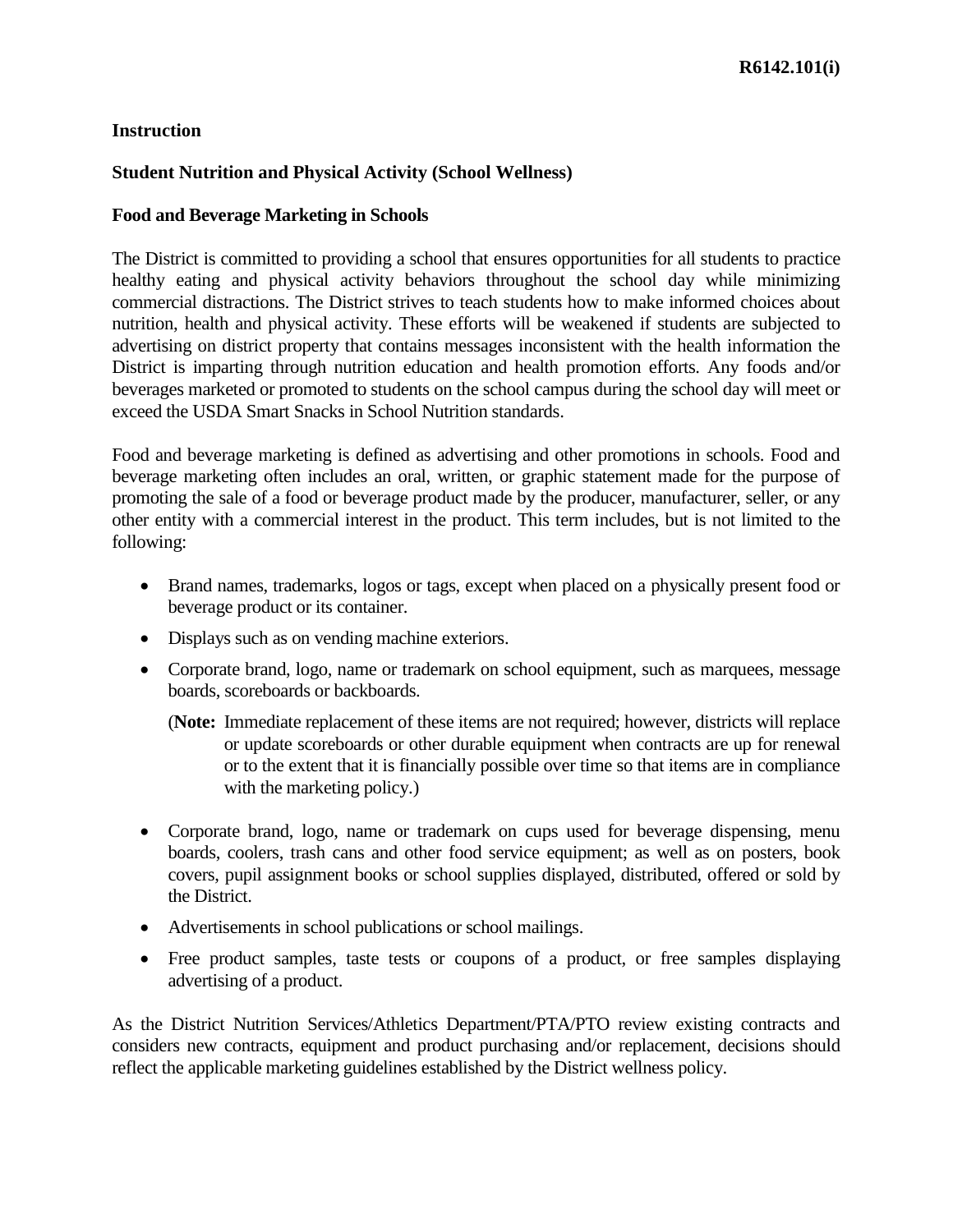R6142.101(i)

**Instruction**

**Student Nutrition and Physical Activity (School Wellness)**

**Food and Beverage Marketing in Schools**

The District is committed to providing a school that ensures opportunities for all students to practice healthy eating and physical activity behaviors throughout the school day while minimizing commercial distractions. The District strives to teach students how to make informed choices about nutrition, health and physical activity. These efforts will be weakened if students are subjected to advertising on district property that contains messages inconsistent with the health information the District is imparting through nutrition education and health promotion efforts. Any foods and/or beverages marketed or promoted to students on the school campus during the school day will meet or exceed the USDA Smart Snacks in School Nutrition standards.

Food and beverage marketing is defined as advertising and other promotions in schools. Food and beverage marketing often includes an oral, written, or graphic statement made for the purpose of promoting the sale of a food or beverage product made by the producer, manufacturer, seller, or any other entity with a commercial interest in the product. This term includes, but is not limited to the following:

- Brand names, trademarks, logos or tags, except when placed on a physically present food or beverage product or its container.
- Displays such as on vending machine exteriors.
- Corporate brand, logo, name or trademark on school equipment, such as marquees, message boards, scoreboards or backboards.

  (**Note:** Immediate replacement of these items are not required; however, districts will replace or update scoreboards or other durable equipment when contracts are up for renewal or to the extent that it is financially possible over time so that items are in compliance with the marketing policy.)

- Corporate brand, logo, name or trademark on cups used for beverage dispensing, menu boards, coolers, trash cans and other food service equipment; as well as on posters, book covers, pupil assignment books or school supplies displayed, distributed, offered or sold by the District.
- Advertisements in school publications or school mailings.
- Free product samples, taste tests or coupons of a product, or free samples displaying advertising of a product.

As the District Nutrition Services/Athletics Department/PTA/PTO review existing contracts and considers new contracts, equipment and product purchasing and/or replacement, decisions should reflect the applicable marketing guidelines established by the District wellness policy.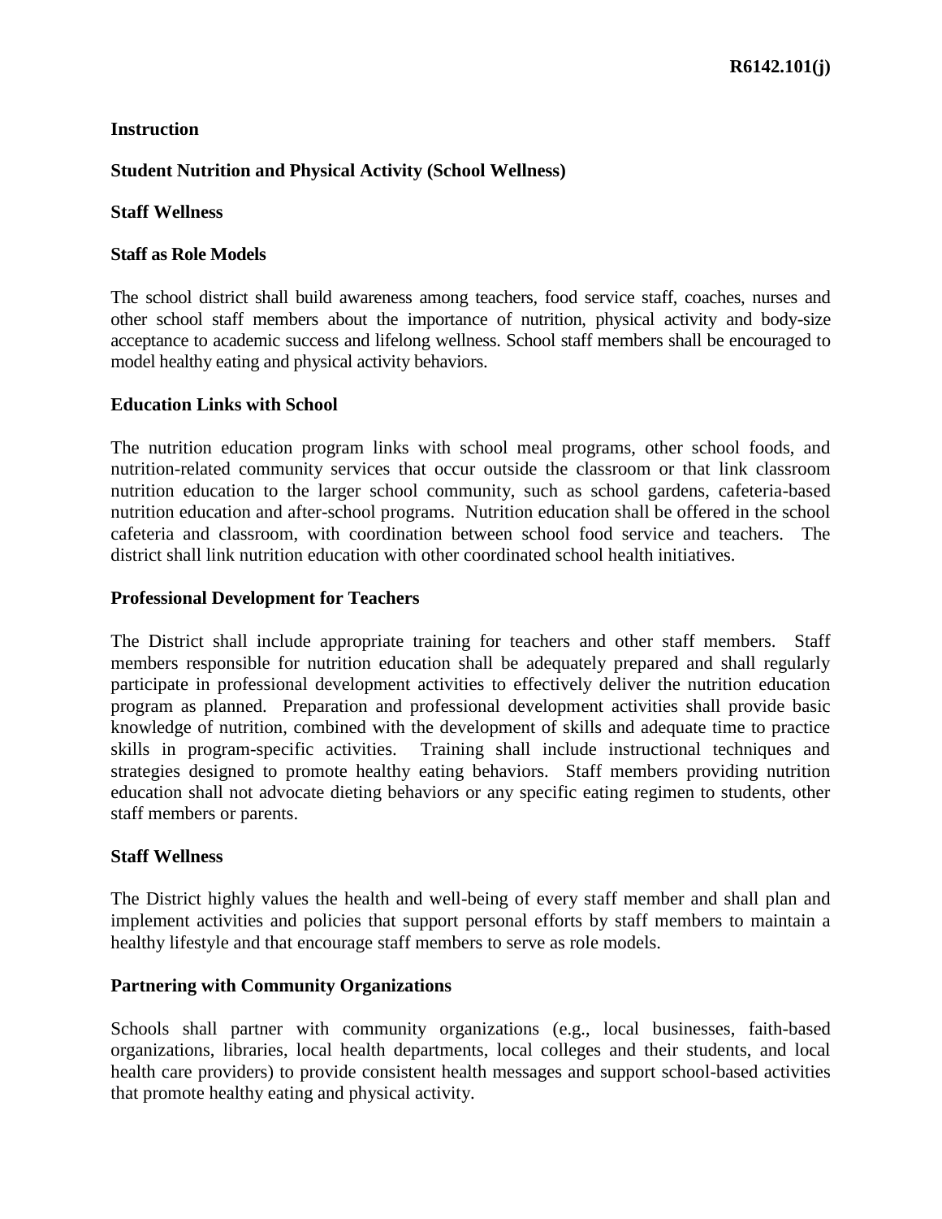**Instruction**

**Student Nutrition and Physical Activity (School Wellness)**

**Staff Wellness**

**Staff as Role Models**

The school district shall build awareness among teachers, food service staff, coaches, nurses and other school staff members about the importance of nutrition, physical activity and body-size acceptance to academic success and lifelong wellness. School staff members shall be encouraged to model healthy eating and physical activity behaviors.

**Education Links with School**

The nutrition education program links with school meal programs, other school foods, and nutrition-related community services that occur outside the classroom or that link classroom nutrition education to the larger school community, such as school gardens, cafeteria-based nutrition education and after-school programs. Nutrition education shall be offered in the school cafeteria and classroom, with coordination between school food service and teachers. The district shall link nutrition education with other coordinated school health initiatives.

**Professional Development for Teachers**

The District shall include appropriate training for teachers and other staff members. Staff members responsible for nutrition education shall be adequately prepared and shall regularly participate in professional development activities to effectively deliver the nutrition education program as planned. Preparation and professional development activities shall provide basic knowledge of nutrition, combined with the development of skills and adequate time to practice skills in program-specific activities. Training shall include instructional techniques and strategies designed to promote healthy eating behaviors. Staff members providing nutrition education shall not advocate dieting behaviors or any specific eating regimen to students, other staff members or parents.

**Staff Wellness**

The District highly values the health and well-being of every staff member and shall plan and implement activities and policies that support personal efforts by staff members to maintain a healthy lifestyle and that encourage staff members to serve as role models.

**Partnering with Community Organizations**

Schools shall partner with community organizations (e.g., local businesses, faith-based organizations, libraries, local health departments, local colleges and their students, and local health care providers) to provide consistent health messages and support school-based activities that promote healthy eating and physical activity.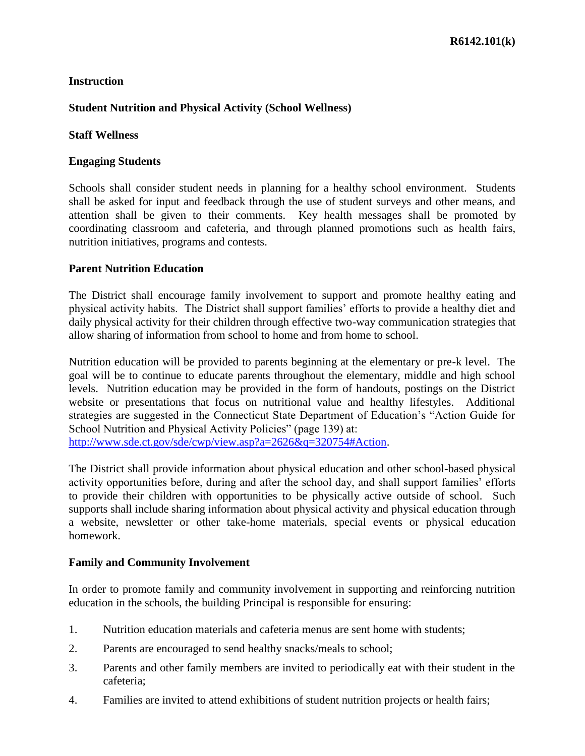**Instruction**

**Student Nutrition and Physical Activity (School Wellness)**

**Staff Wellness**

**Engaging Students**

Schools shall consider student needs in planning for a healthy school environment. Students shall be asked for input and feedback through the use of student surveys and other means, and attention shall be given to their comments. Key health messages shall be promoted by coordinating classroom and cafeteria, and through planned promotions such as health fairs, nutrition initiatives, programs and contests.

**Parent Nutrition Education**

The District shall encourage family involvement to support and promote healthy eating and physical activity habits. The District shall support families' efforts to provide a healthy diet and daily physical activity for their children through effective two-way communication strategies that allow sharing of information from school to home and from home to school.

Nutrition education will be provided to parents beginning at the elementary or pre-k level. The goal will be to continue to educate parents throughout the elementary, middle and high school levels. Nutrition education may be provided in the form of handouts, postings on the District website or presentations that focus on nutritional value and healthy lifestyles. Additional strategies are suggested in the Connecticut State Department of Education's "Action Guide for School Nutrition and Physical Activity Policies" (page 139) at: [http://www.sde.ct.gov/sde/cwp/view.asp?a=2626&q=320754#Action](http://www.sde.ct.gov/sde/cwp/view.asp?a=2626&q=320754#Action).

The District shall provide information about physical education and other school-based physical activity opportunities before, during and after the school day, and shall support families' efforts to provide their children with opportunities to be physically active outside of school. Such supports shall include sharing information about physical activity and physical education through a website, newsletter or other take-home materials, special events or physical education homework.

**Family and Community Involvement**

In order to promote family and community involvement in supporting and reinforcing nutrition education in the schools, the building Principal is responsible for ensuring:

1. Nutrition education materials and cafeteria menus are sent home with students;
2. Parents are encouraged to send healthy snacks/meals to school;
3. Parents and other family members are invited to periodically eat with their student in the cafeteria;
4. Families are invited to attend exhibitions of student nutrition projects or health fairs;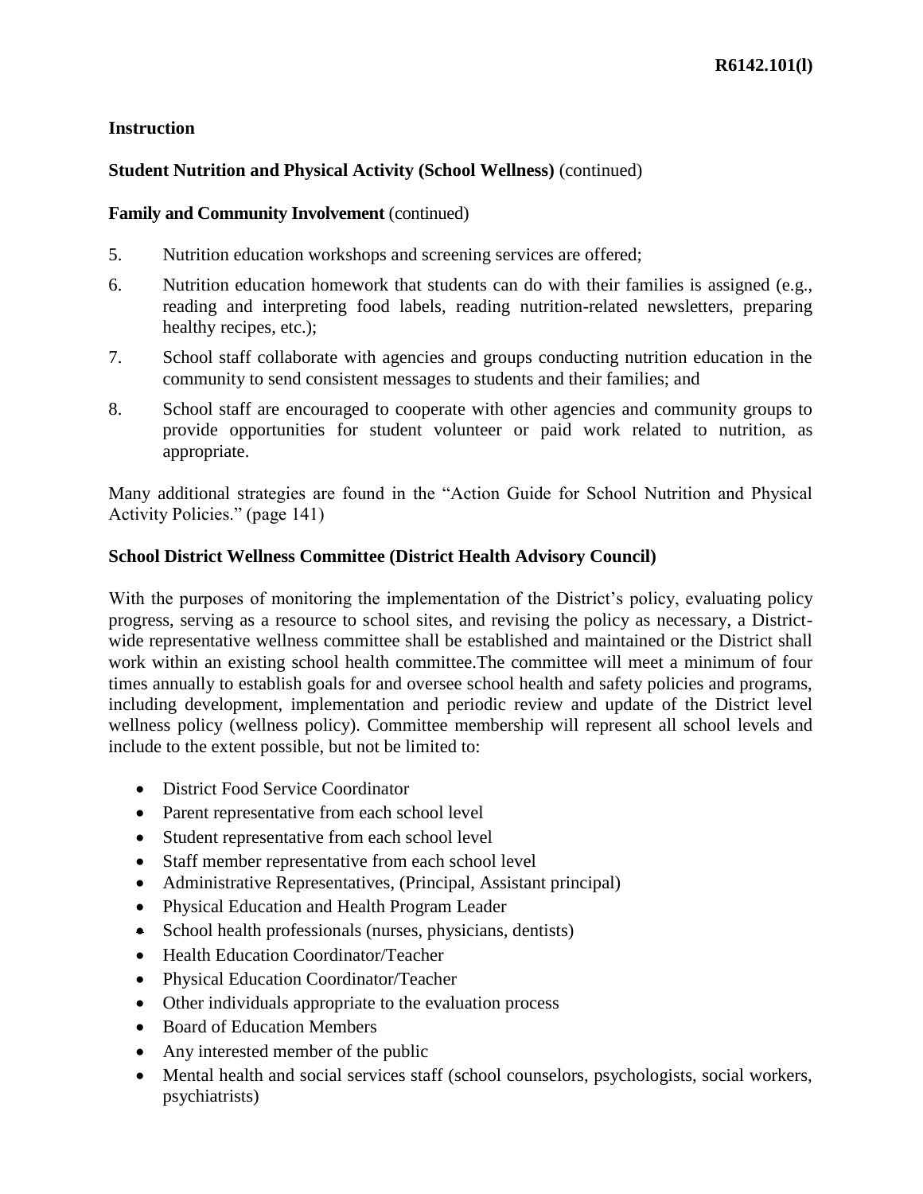**Instruction**

**Student Nutrition and Physical Activity (School Wellness)** (continued)

**Family and Community Involvement** (continued)

5. Nutrition education workshops and screening services are offered;
6. Nutrition education homework that students can do with their families is assigned (e.g., reading and interpreting food labels, reading nutrition-related newsletters, preparing healthy recipes, etc.);
7. School staff collaborate with agencies and groups conducting nutrition education in the community to send consistent messages to students and their families; and
8. School staff are encouraged to cooperate with other agencies and community groups to provide opportunities for student volunteer or paid work related to nutrition, as appropriate.

Many additional strategies are found in the "Action Guide for School Nutrition and Physical Activity Policies." (page 141)

**School District Wellness Committee (District Health Advisory Council)**

With the purposes of monitoring the implementation of the District's policy, evaluating policy progress, serving as a resource to school sites, and revising the policy as necessary, a District-wide representative wellness committee shall be established and maintained or the District shall work within an existing school health committee.The committee will meet a minimum of four times annually to establish goals for and oversee school health and safety policies and programs, including development, implementation and periodic review and update of the District level wellness policy (wellness policy). Committee membership will represent all school levels and include to the extent possible, but not be limited to:

- District Food Service Coordinator
- Parent representative from each school level
- Student representative from each school level
- Staff member representative from each school level
- Administrative Representatives, (Principal, Assistant principal)
- Physical Education and Health Program Leader
- School health professionals (nurses, physicians, dentists)
- Health Education Coordinator/Teacher
- Physical Education Coordinator/Teacher
- Other individuals appropriate to the evaluation process
- Board of Education Members
- Any interested member of the public
- Mental health and social services staff (school counselors, psychologists, social workers, psychiatrists)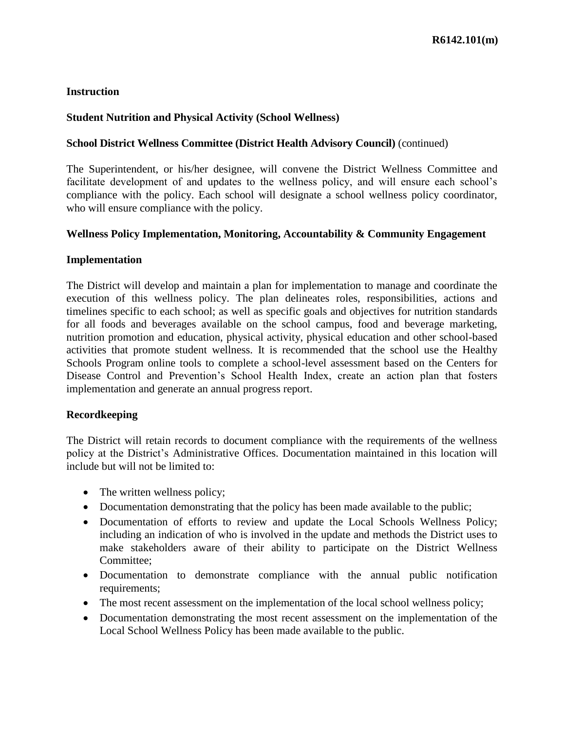**Instruction**

**Student Nutrition and Physical Activity (School Wellness)**

**School District Wellness Committee (District Health Advisory Council)** (continued)

The Superintendent, or his/her designee, will convene the District Wellness Committee and facilitate development of and updates to the wellness policy, and will ensure each school's compliance with the policy. Each school will designate a school wellness policy coordinator, who will ensure compliance with the policy.

**Wellness Policy Implementation, Monitoring, Accountability & Community Engagement**

**Implementation**

The District will develop and maintain a plan for implementation to manage and coordinate the execution of this wellness policy. The plan delineates roles, responsibilities, actions and timelines specific to each school; as well as specific goals and objectives for nutrition standards for all foods and beverages available on the school campus, food and beverage marketing, nutrition promotion and education, physical activity, physical education and other school-based activities that promote student wellness. It is recommended that the school use the Healthy Schools Program online tools to complete a school-level assessment based on the Centers for Disease Control and Prevention's School Health Index, create an action plan that fosters implementation and generate an annual progress report.

**Recordkeeping**

The District will retain records to document compliance with the requirements of the wellness policy at the District's Administrative Offices. Documentation maintained in this location will include but will not be limited to:

- The written wellness policy;
- Documentation demonstrating that the policy has been made available to the public;
- Documentation of efforts to review and update the Local Schools Wellness Policy; including an indication of who is involved in the update and methods the District uses to make stakeholders aware of their ability to participate on the District Wellness Committee;
- Documentation to demonstrate compliance with the annual public notification requirements;
- The most recent assessment on the implementation of the local school wellness policy;
- Documentation demonstrating the most recent assessment on the implementation of the Local School Wellness Policy has been made available to the public.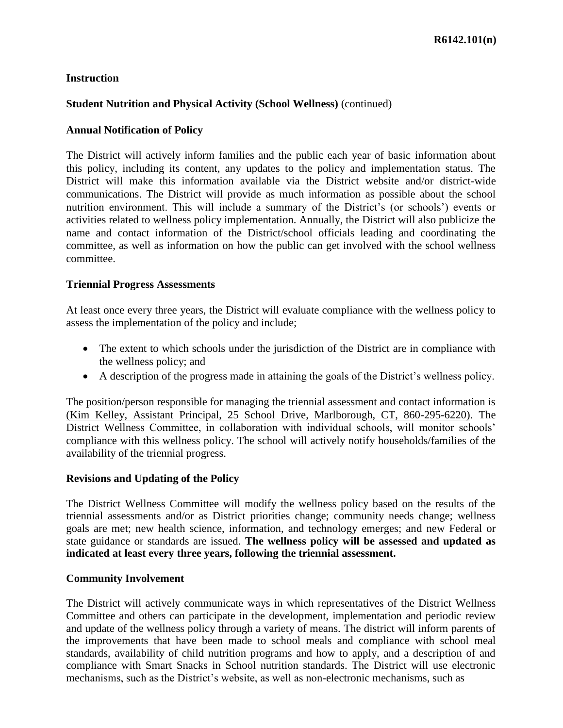**Instruction**

**Student Nutrition and Physical Activity (School Wellness)** (continued)

**Annual Notification of Policy**

The District will actively inform families and the public each year of basic information about this policy, including its content, any updates to the policy and implementation status. The District will make this information available via the District website and/or district-wide communications. The District will provide as much information as possible about the school nutrition environment. This will include a summary of the District's (or schools') events or activities related to wellness policy implementation. Annually, the District will also publicize the name and contact information of the District/school officials leading and coordinating the committee, as well as information on how the public can get involved with the school wellness committee.

**Triennial Progress Assessments**

At least once every three years, the District will evaluate compliance with the wellness policy to assess the implementation of the policy and include;

- The extent to which schools under the jurisdiction of the District are in compliance with the wellness policy; and
- A description of the progress made in attaining the goals of the District's wellness policy.

The position/person responsible for managing the triennial assessment and contact information is (Kim Kelley, Assistant Principal, 25 School Drive, Marlborough, CT, 860-295-6220). The District Wellness Committee, in collaboration with individual schools, will monitor schools' compliance with this wellness policy. The school will actively notify households/families of the availability of the triennial progress.

**Revisions and Updating of the Policy**

The District Wellness Committee will modify the wellness policy based on the results of the triennial assessments and/or as District priorities change; community needs change; wellness goals are met; new health science, information, and technology emerges; and new Federal or state guidance or standards are issued. **The wellness policy will be assessed and updated as indicated at least every three years, following the triennial assessment.**

**Community Involvement**

The District will actively communicate ways in which representatives of the District Wellness Committee and others can participate in the development, implementation and periodic review and update of the wellness policy through a variety of means. The district will inform parents of the improvements that have been made to school meals and compliance with school meal standards, availability of child nutrition programs and how to apply, and a description of and compliance with Smart Snacks in School nutrition standards. The District will use electronic mechanisms, such as the District's website, as well as non-electronic mechanisms, such as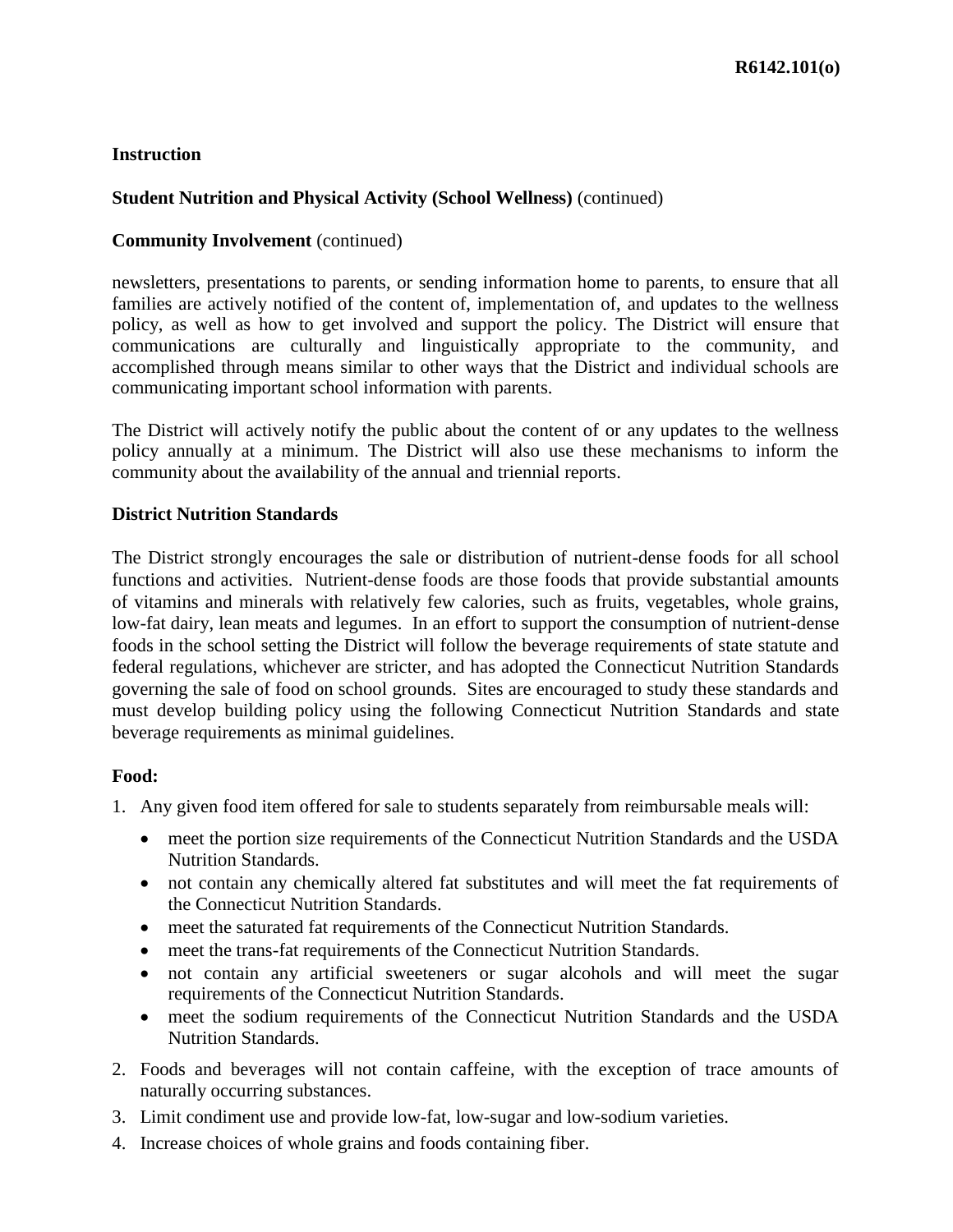**Instruction**

**Student Nutrition and Physical Activity (School Wellness)** (continued)

**Community Involvement** (continued)

newsletters, presentations to parents, or sending information home to parents, to ensure that all families are actively notified of the content of, implementation of, and updates to the wellness policy, as well as how to get involved and support the policy. The District will ensure that communications are culturally and linguistically appropriate to the community, and accomplished through means similar to other ways that the District and individual schools are communicating important school information with parents.

The District will actively notify the public about the content of or any updates to the wellness policy annually at a minimum. The District will also use these mechanisms to inform the community about the availability of the annual and triennial reports.

**District Nutrition Standards**

The District strongly encourages the sale or distribution of nutrient-dense foods for all school functions and activities. Nutrient-dense foods are those foods that provide substantial amounts of vitamins and minerals with relatively few calories, such as fruits, vegetables, whole grains, low-fat dairy, lean meats and legumes. In an effort to support the consumption of nutrient-dense foods in the school setting the District will follow the beverage requirements of state statute and federal regulations, whichever are stricter, and has adopted the Connecticut Nutrition Standards governing the sale of food on school grounds. Sites are encouraged to study these standards and must develop building policy using the following Connecticut Nutrition Standards and state beverage requirements as minimal guidelines.

**Food:**

1. Any given food item offered for sale to students separately from reimbursable meals will:
   - meet the portion size requirements of the Connecticut Nutrition Standards and the USDA Nutrition Standards.
   - not contain any chemically altered fat substitutes and will meet the fat requirements of the Connecticut Nutrition Standards.
   - meet the saturated fat requirements of the Connecticut Nutrition Standards.
   - meet the trans-fat requirements of the Connecticut Nutrition Standards.
   - not contain any artificial sweeteners or sugar alcohols and will meet the sugar requirements of the Connecticut Nutrition Standards.
   - meet the sodium requirements of the Connecticut Nutrition Standards and the USDA Nutrition Standards.
2. Foods and beverages will not contain caffeine, with the exception of trace amounts of naturally occurring substances.
3. Limit condiment use and provide low-fat, low-sugar and low-sodium varieties.
4. Increase choices of whole grains and foods containing fiber.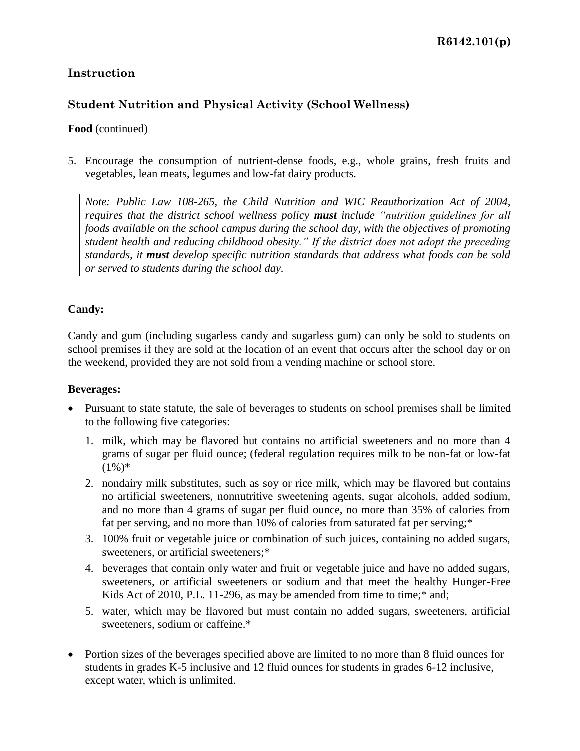# Instruction

## Student Nutrition and Physical Activity (School Wellness)

**Food** (continued)

5. Encourage the consumption of nutrient-dense foods, e.g., whole grains, fresh fruits and vegetables, lean meats, legumes and low-fat dairy products.

> *Note: Public Law 108-265, the Child Nutrition and WIC Reauthorization Act of 2004, requires that the district school wellness policy **must** include "nutrition guidelines for all foods available on the school campus during the school day, with the objectives of promoting student health and reducing childhood obesity." If the district does not adopt the preceding standards, it **must** develop specific nutrition standards that address what foods can be sold or served to students during the school day.*

**Candy:**

Candy and gum (including sugarless candy and sugarless gum) can only be sold to students on school premises if they are sold at the location of an event that occurs after the school day or on the weekend, provided they are not sold from a vending machine or school store.

**Beverages:**

- Pursuant to state statute, the sale of beverages to students on school premises shall be limited to the following five categories:
  1. milk, which may be flavored but contains no artificial sweeteners and no more than 4 grams of sugar per fluid ounce; (federal regulation requires milk to be non-fat or low-fat (1%)*
  2. nondairy milk substitutes, such as soy or rice milk, which may be flavored but contains no artificial sweeteners, nonnutritive sweetening agents, sugar alcohols, added sodium, and no more than 4 grams of sugar per fluid ounce, no more than 35% of calories from fat per serving, and no more than 10% of calories from saturated fat per serving;*
  3. 100% fruit or vegetable juice or combination of such juices, containing no added sugars, sweeteners, or artificial sweeteners;*
  4. beverages that contain only water and fruit or vegetable juice and have no added sugars, sweeteners, or artificial sweeteners or sodium and that meet the healthy Hunger-Free Kids Act of 2010, P.L. 11-296, as may be amended from time to time;* and;
  5. water, which may be flavored but must contain no added sugars, sweeteners, artificial sweeteners, sodium or caffeine.*

- Portion sizes of the beverages specified above are limited to no more than 8 fluid ounces for students in grades K-5 inclusive and 12 fluid ounces for students in grades 6-12 inclusive, except water, which is unlimited.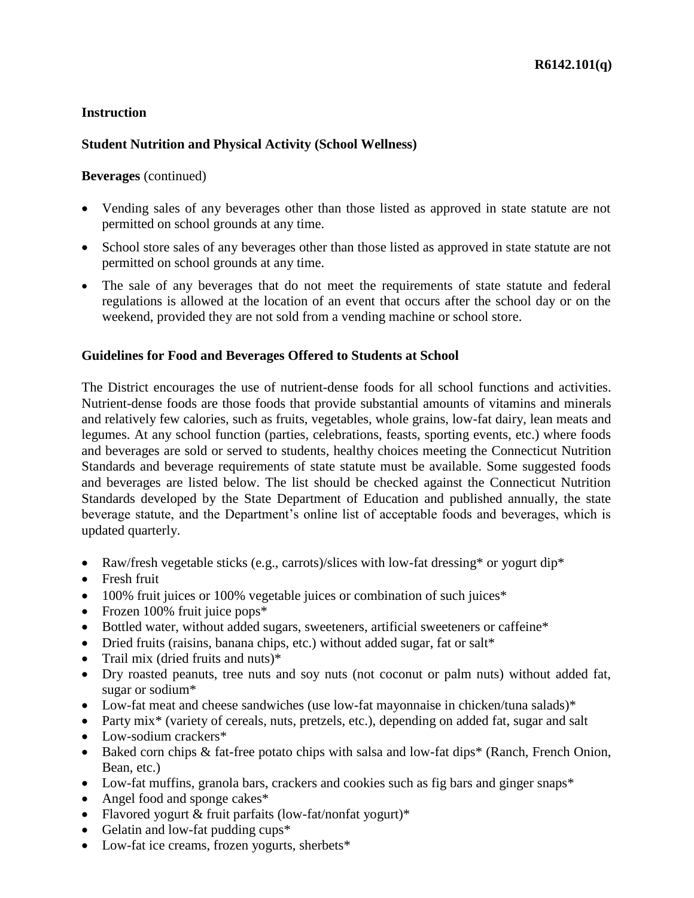**Instruction**

**Student Nutrition and Physical Activity (School Wellness)**

**Beverages** (continued)

- Vending sales of any beverages other than those listed as approved in state statute are not permitted on school grounds at any time.
- School store sales of any beverages other than those listed as approved in state statute are not permitted on school grounds at any time.
- The sale of any beverages that do not meet the requirements of state statute and federal regulations is allowed at the location of an event that occurs after the school day or on the weekend, provided they are not sold from a vending machine or school store.

**Guidelines for Food and Beverages Offered to Students at School**

The District encourages the use of nutrient-dense foods for all school functions and activities. Nutrient-dense foods are those foods that provide substantial amounts of vitamins and minerals and relatively few calories, such as fruits, vegetables, whole grains, low-fat dairy, lean meats and legumes. At any school function (parties, celebrations, feasts, sporting events, etc.) where foods and beverages are sold or served to students, healthy choices meeting the Connecticut Nutrition Standards and beverage requirements of state statute must be available. Some suggested foods and beverages are listed below. The list should be checked against the Connecticut Nutrition Standards developed by the State Department of Education and published annually, the state beverage statute, and the Department's online list of acceptable foods and beverages, which is updated quarterly.

- Raw/fresh vegetable sticks (e.g., carrots)/slices with low-fat dressing* or yogurt dip*
- Fresh fruit
- 100% fruit juices or 100% vegetable juices or combination of such juices*
- Frozen 100% fruit juice pops*
- Bottled water, without added sugars, sweeteners, artificial sweeteners or caffeine*
- Dried fruits (raisins, banana chips, etc.) without added sugar, fat or salt*
- Trail mix (dried fruits and nuts)*
- Dry roasted peanuts, tree nuts and soy nuts (not coconut or palm nuts) without added fat, sugar or sodium*
- Low-fat meat and cheese sandwiches (use low-fat mayonnaise in chicken/tuna salads)*
- Party mix* (variety of cereals, nuts, pretzels, etc.), depending on added fat, sugar and salt
- Low-sodium crackers*
- Baked corn chips & fat-free potato chips with salsa and low-fat dips* (Ranch, French Onion, Bean, etc.)
- Low-fat muffins, granola bars, crackers and cookies such as fig bars and ginger snaps*
- Angel food and sponge cakes*
- Flavored yogurt & fruit parfaits (low-fat/nonfat yogurt)*
- Gelatin and low-fat pudding cups*
- Low-fat ice creams, frozen yogurts, sherbets*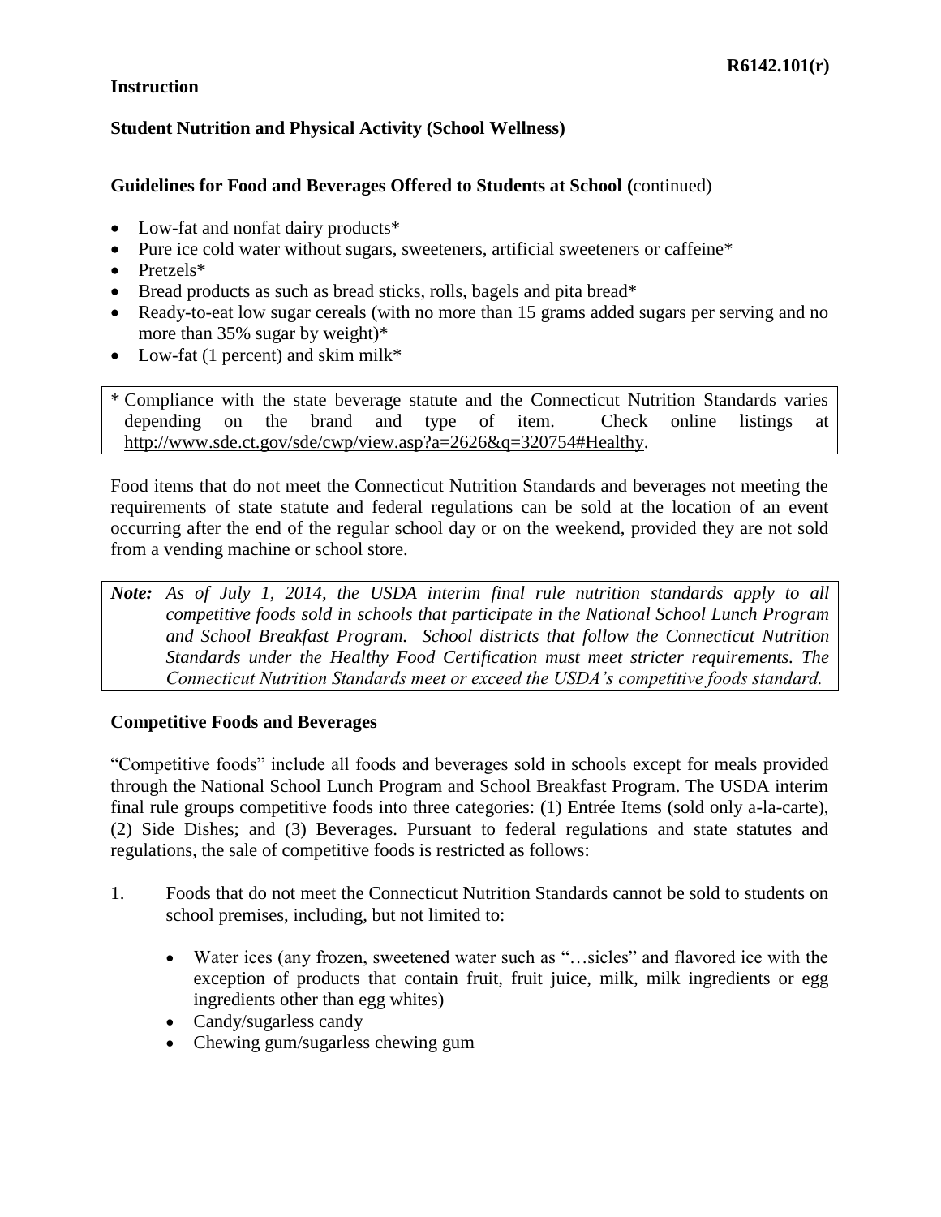**Instruction**

**Student Nutrition and Physical Activity (School Wellness)**

**Guidelines for Food and Beverages Offered to Students at School (**continued)

- Low-fat and nonfat dairy products*
- Pure ice cold water without sugars, sweeteners, artificial sweeteners or caffeine*
- Pretzels*
- Bread products as such as bread sticks, rolls, bagels and pita bread*
- Ready-to-eat low sugar cereals (with no more than 15 grams added sugars per serving and no more than 35% sugar by weight)*
- Low-fat (1 percent) and skim milk*

* Compliance with the state beverage statute and the Connecticut Nutrition Standards varies depending on the brand and type of item. Check online listings at http://www.sde.ct.gov/sde/cwp/view.asp?a=2626&q=320754#Healthy.

Food items that do not meet the Connecticut Nutrition Standards and beverages not meeting the requirements of state statute and federal regulations can be sold at the location of an event occurring after the end of the regular school day or on the weekend, provided they are not sold from a vending machine or school store.

***Note:*** *As of July 1, 2014, the USDA interim final rule nutrition standards apply to all competitive foods sold in schools that participate in the National School Lunch Program and School Breakfast Program. School districts that follow the Connecticut Nutrition Standards under the Healthy Food Certification must meet stricter requirements. The Connecticut Nutrition Standards meet or exceed the USDA's competitive foods standard.*

**Competitive Foods and Beverages**

"Competitive foods" include all foods and beverages sold in schools except for meals provided through the National School Lunch Program and School Breakfast Program. The USDA interim final rule groups competitive foods into three categories: (1) Entrée Items (sold only a-la-carte), (2) Side Dishes; and (3) Beverages. Pursuant to federal regulations and state statutes and regulations, the sale of competitive foods is restricted as follows:

1. Foods that do not meet the Connecticut Nutrition Standards cannot be sold to students on school premises, including, but not limited to:

    - Water ices (any frozen, sweetened water such as "…sicles" and flavored ice with the exception of products that contain fruit, fruit juice, milk, milk ingredients or egg ingredients other than egg whites)
    - Candy/sugarless candy
    - Chewing gum/sugarless chewing gum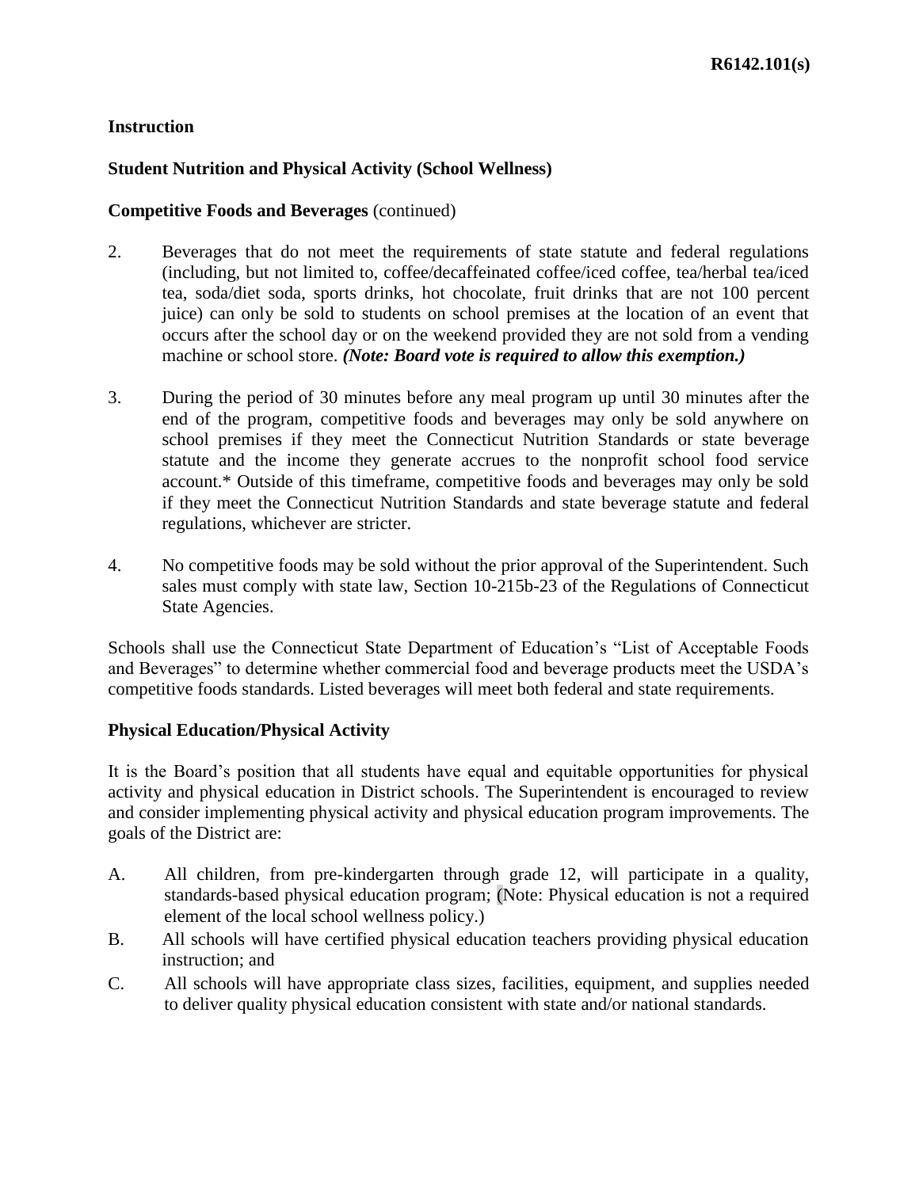**Instruction**

**Student Nutrition and Physical Activity (School Wellness)**

**Competitive Foods and Beverages** (continued)

2. Beverages that do not meet the requirements of state statute and federal regulations (including, but not limited to, coffee/decaffeinated coffee/iced coffee, tea/herbal tea/iced tea, soda/diet soda, sports drinks, hot chocolate, fruit drinks that are not 100 percent juice) can only be sold to students on school premises at the location of an event that occurs after the school day or on the weekend provided they are not sold from a vending machine or school store. ***(Note: Board vote is required to allow this exemption.)***

3. During the period of 30 minutes before any meal program up until 30 minutes after the end of the program, competitive foods and beverages may only be sold anywhere on school premises if they meet the Connecticut Nutrition Standards or state beverage statute and the income they generate accrues to the nonprofit school food service account.* Outside of this timeframe, competitive foods and beverages may only be sold if they meet the Connecticut Nutrition Standards and state beverage statute and federal regulations, whichever are stricter.

4. No competitive foods may be sold without the prior approval of the Superintendent. Such sales must comply with state law, Section 10-215b-23 of the Regulations of Connecticut State Agencies.

Schools shall use the Connecticut State Department of Education's "List of Acceptable Foods and Beverages" to determine whether commercial food and beverage products meet the USDA's competitive foods standards. Listed beverages will meet both federal and state requirements.

**Physical Education/Physical Activity**

It is the Board's position that all students have equal and equitable opportunities for physical activity and physical education in District schools. The Superintendent is encouraged to review and consider implementing physical activity and physical education program improvements. The goals of the District are:

A. All children, from pre-kindergarten through grade 12, will participate in a quality, standards-based physical education program; (Note: Physical education is not a required element of the local school wellness policy.)

B. All schools will have certified physical education teachers providing physical education instruction; and

C. All schools will have appropriate class sizes, facilities, equipment, and supplies needed to deliver quality physical education consistent with state and/or national standards.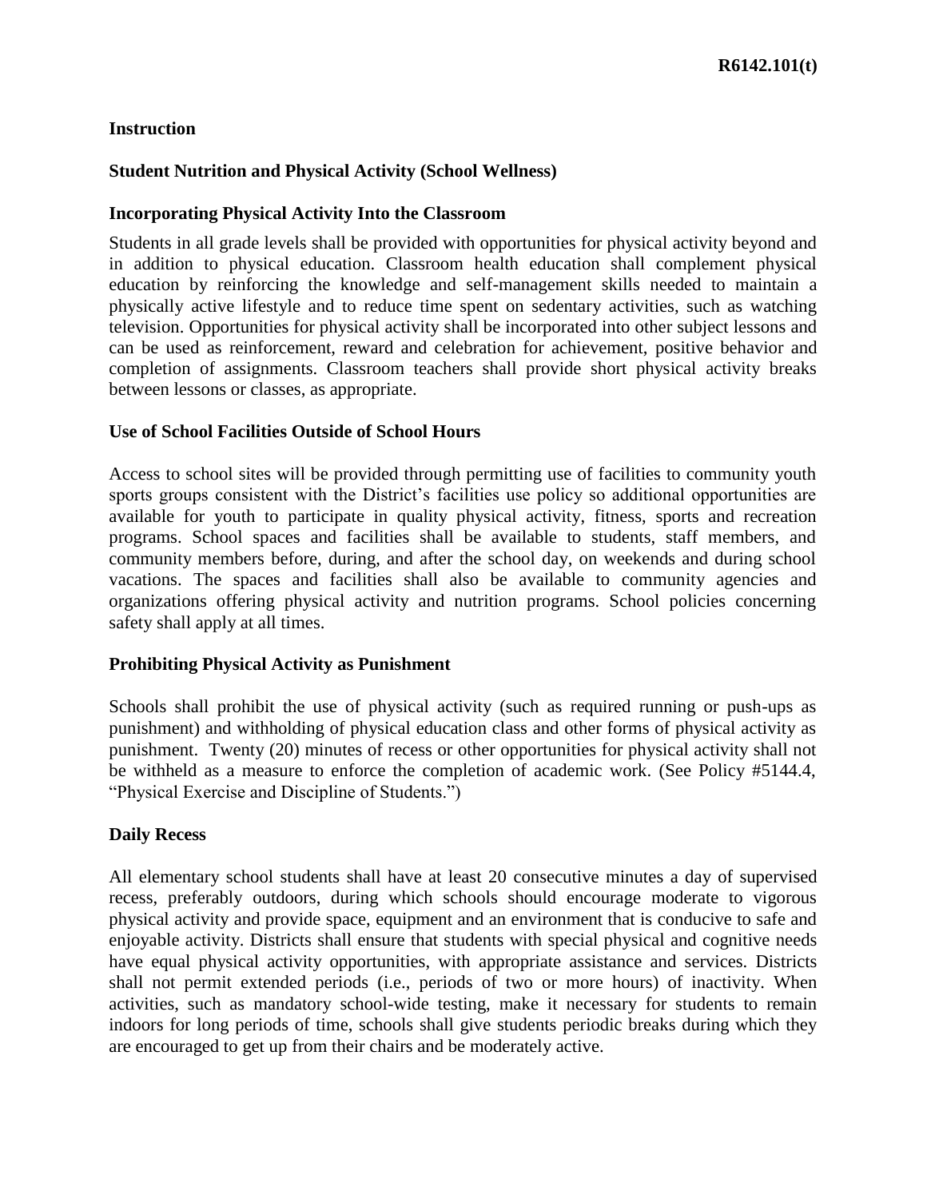**R6142.101(t)**

**Instruction**

**Student Nutrition and Physical Activity (School Wellness)**

**Incorporating Physical Activity Into the Classroom**

Students in all grade levels shall be provided with opportunities for physical activity beyond and in addition to physical education. Classroom health education shall complement physical education by reinforcing the knowledge and self-management skills needed to maintain a physically active lifestyle and to reduce time spent on sedentary activities, such as watching television. Opportunities for physical activity shall be incorporated into other subject lessons and can be used as reinforcement, reward and celebration for achievement, positive behavior and completion of assignments. Classroom teachers shall provide short physical activity breaks between lessons or classes, as appropriate.

**Use of School Facilities Outside of School Hours**

Access to school sites will be provided through permitting use of facilities to community youth sports groups consistent with the District's facilities use policy so additional opportunities are available for youth to participate in quality physical activity, fitness, sports and recreation programs. School spaces and facilities shall be available to students, staff members, and community members before, during, and after the school day, on weekends and during school vacations. The spaces and facilities shall also be available to community agencies and organizations offering physical activity and nutrition programs. School policies concerning safety shall apply at all times.

**Prohibiting Physical Activity as Punishment**

Schools shall prohibit the use of physical activity (such as required running or push-ups as punishment) and withholding of physical education class and other forms of physical activity as punishment. Twenty (20) minutes of recess or other opportunities for physical activity shall not be withheld as a measure to enforce the completion of academic work. (See Policy #5144.4, "Physical Exercise and Discipline of Students.")

**Daily Recess**

All elementary school students shall have at least 20 consecutive minutes a day of supervised recess, preferably outdoors, during which schools should encourage moderate to vigorous physical activity and provide space, equipment and an environment that is conducive to safe and enjoyable activity. Districts shall ensure that students with special physical and cognitive needs have equal physical activity opportunities, with appropriate assistance and services. Districts shall not permit extended periods (i.e., periods of two or more hours) of inactivity. When activities, such as mandatory school-wide testing, make it necessary for students to remain indoors for long periods of time, schools shall give students periodic breaks during which they are encouraged to get up from their chairs and be moderately active.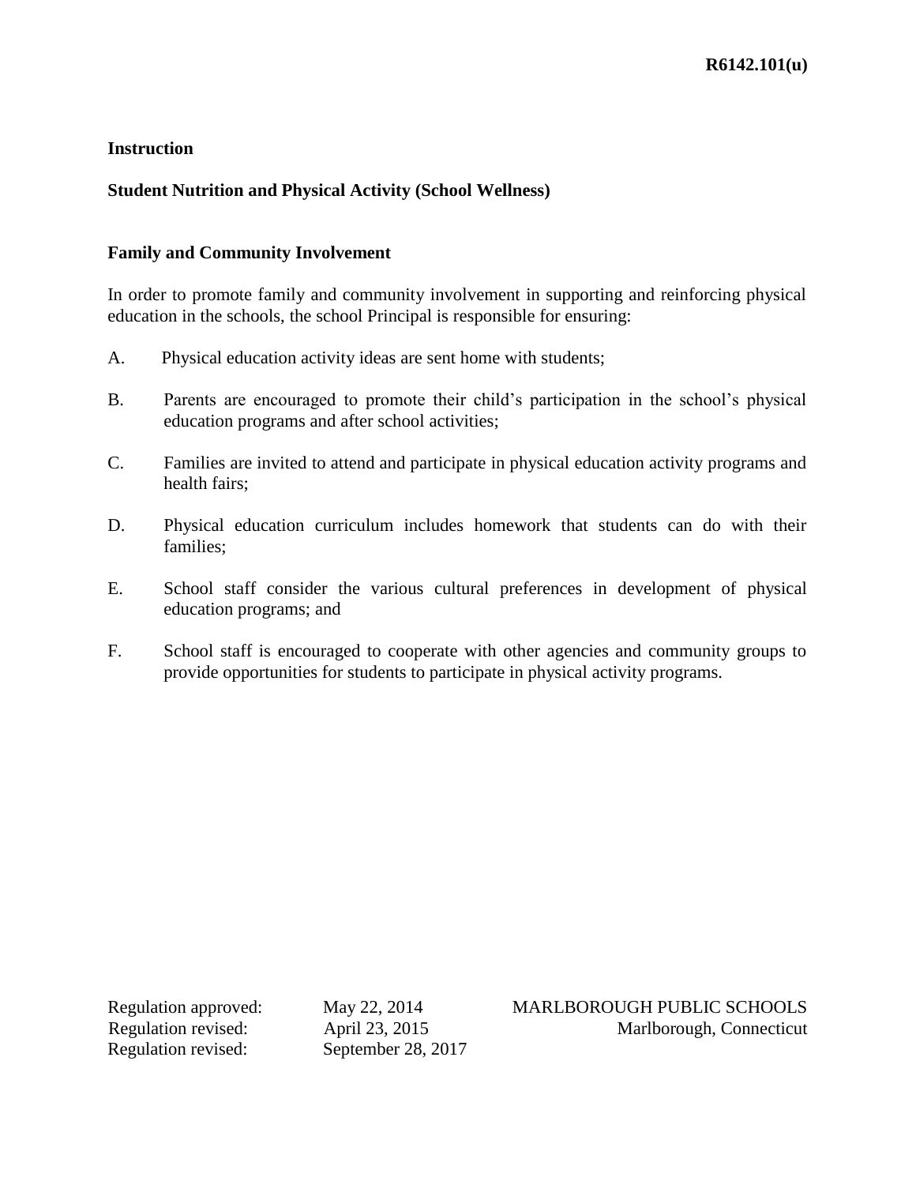R6142.101(u)

**Instruction**

**Student Nutrition and Physical Activity (School Wellness)**

**Family and Community Involvement**

In order to promote family and community involvement in supporting and reinforcing physical education in the schools, the school Principal is responsible for ensuring:

A. Physical education activity ideas are sent home with students;

B. Parents are encouraged to promote their child's participation in the school's physical education programs and after school activities;

C. Families are invited to attend and participate in physical education activity programs and health fairs;

D. Physical education curriculum includes homework that students can do with their families;

E. School staff consider the various cultural preferences in development of physical education programs; and

F. School staff is encouraged to cooperate with other agencies and community groups to provide opportunities for students to participate in physical activity programs.

Regulation approved: May 22, 2014
Regulation revised: April 23, 2015
Regulation revised: September 28, 2017

MARLBOROUGH PUBLIC SCHOOLS
Marlborough, Connecticut